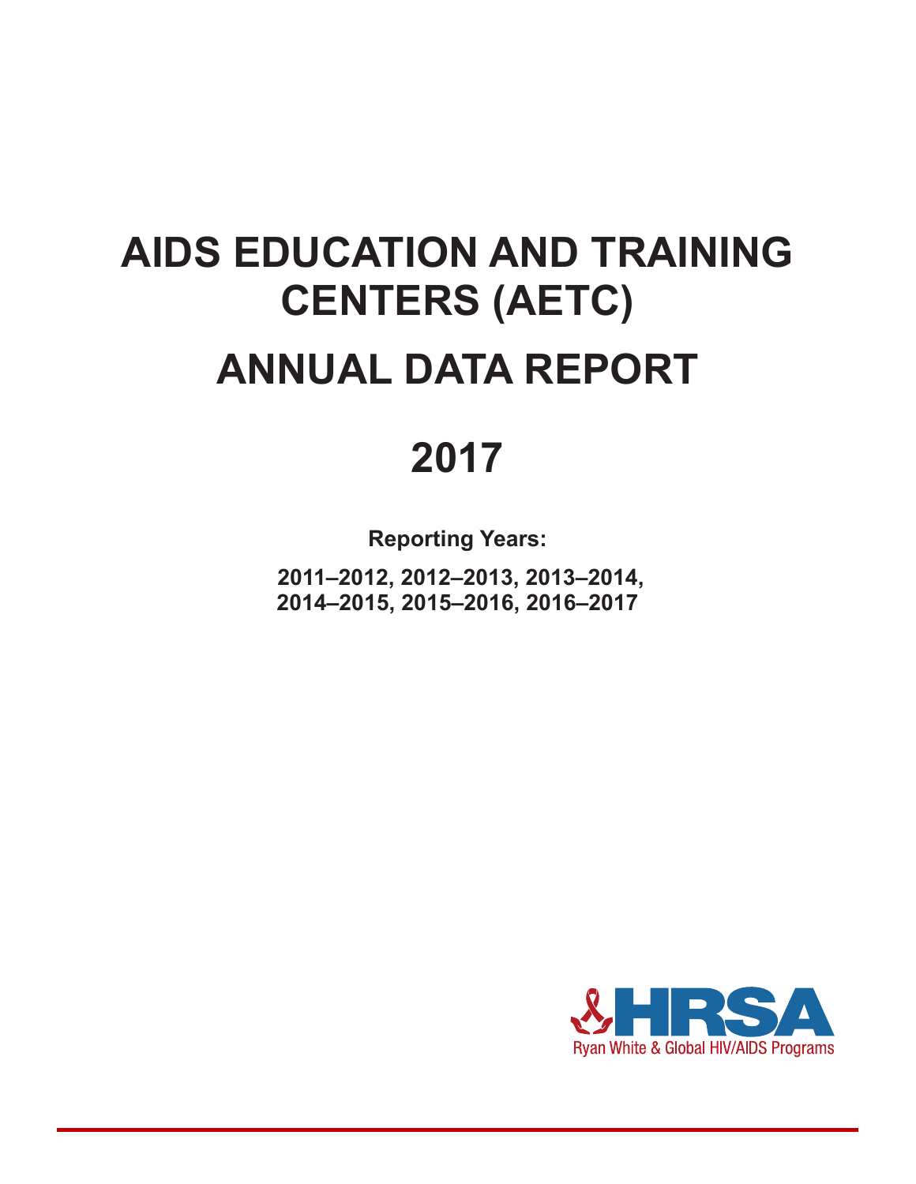# AIDS EDUCATION AND TRAINING CENTERS (AETC)

# ANNUAL DATA REPORT

# 2017

**Reporting Years:**

**2011–2012, 2012–2013, 2013–2014, 2014–2015, 2015–2016, 2016–2017**

HRSA

Ryan White & Global HIV/AIDS Programs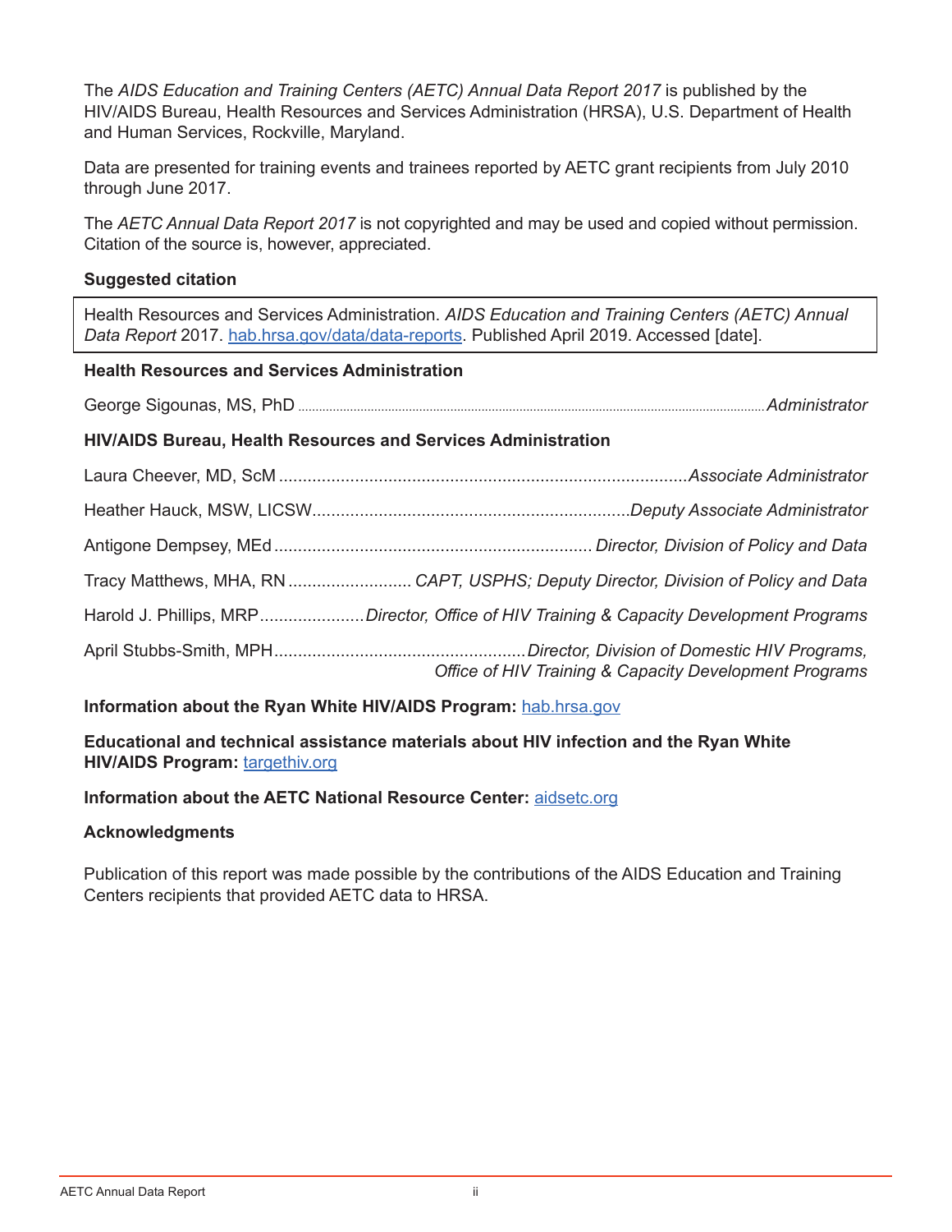The *AIDS Education and Training Centers (AETC) Annual Data Report 2017* is published by the HIV/AIDS Bureau, Health Resources and Services Administration (HRSA), U.S. Department of Health and Human Services, Rockville, Maryland.

Data are presented for training events and trainees reported by AETC grant recipients from July 2010 through June 2017.

The *AETC Annual Data Report 2017* is not copyrighted and may be used and copied without permission. Citation of the source is, however, appreciated.

**Suggested citation**

> Health Resources and Services Administration. *AIDS Education and Training Centers (AETC) Annual Data Report* 2017. hab.hrsa.gov/data/data-reports. Published April 2019. Accessed [date].

**Health Resources and Services Administration**

George Sigounas, MS, PhD ........ *Administrator*

**HIV/AIDS Bureau, Health Resources and Services Administration**

Laura Cheever, MD, ScM ........ *Associate Administrator*

Heather Hauck, MSW, LICSW........ *Deputy Associate Administrator*

Antigone Dempsey, MEd ........ *Director, Division of Policy and Data*

Tracy Matthews, MHA, RN ........ *CAPT, USPHS; Deputy Director, Division of Policy and Data*

Harold J. Phillips, MRP........ *Director, Office of HIV Training & Capacity Development Programs*

April Stubbs-Smith, MPH........ *Director, Division of Domestic HIV Programs, Office of HIV Training & Capacity Development Programs*

**Information about the Ryan White HIV/AIDS Program:** hab.hrsa.gov

**Educational and technical assistance materials about HIV infection and the Ryan White HIV/AIDS Program:** targethiv.org

**Information about the AETC National Resource Center:** aidsetc.org

**Acknowledgments**

Publication of this report was made possible by the contributions of the AIDS Education and Training Centers recipients that provided AETC data to HRSA.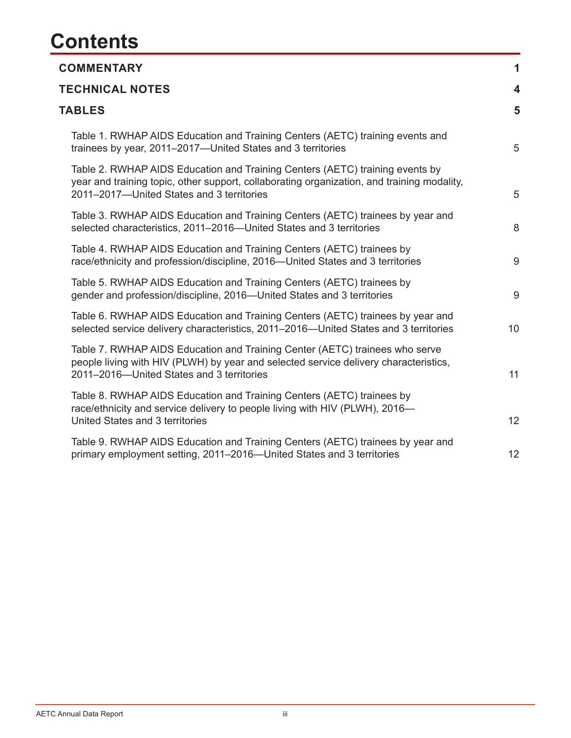# Contents

| | |
|---|---|
| **COMMENTARY** | **1** |
| **TECHNICAL NOTES** | **4** |
| **TABLES** | **5** |
| Table 1. RWHAP AIDS Education and Training Centers (AETC) training events and trainees by year, 2011–2017—United States and 3 territories | 5 |
| Table 2. RWHAP AIDS Education and Training Centers (AETC) training events by year and training topic, other support, collaborating organization, and training modality, 2011–2017—United States and 3 territories | 5 |
| Table 3. RWHAP AIDS Education and Training Centers (AETC) trainees by year and selected characteristics, 2011–2016—United States and 3 territories | 8 |
| Table 4. RWHAP AIDS Education and Training Centers (AETC) trainees by race/ethnicity and profession/discipline, 2016—United States and 3 territories | 9 |
| Table 5. RWHAP AIDS Education and Training Centers (AETC) trainees by gender and profession/discipline, 2016—United States and 3 territories | 9 |
| Table 6. RWHAP AIDS Education and Training Centers (AETC) trainees by year and selected service delivery characteristics, 2011–2016—United States and 3 territories | 10 |
| Table 7. RWHAP AIDS Education and Training Center (AETC) trainees who serve people living with HIV (PLWH) by year and selected service delivery characteristics, 2011–2016—United States and 3 territories | 11 |
| Table 8. RWHAP AIDS Education and Training Centers (AETC) trainees by race/ethnicity and service delivery to people living with HIV (PLWH), 2016—United States and 3 territories | 12 |
| Table 9. RWHAP AIDS Education and Training Centers (AETC) trainees by year and primary employment setting, 2011–2016—United States and 3 territories | 12 |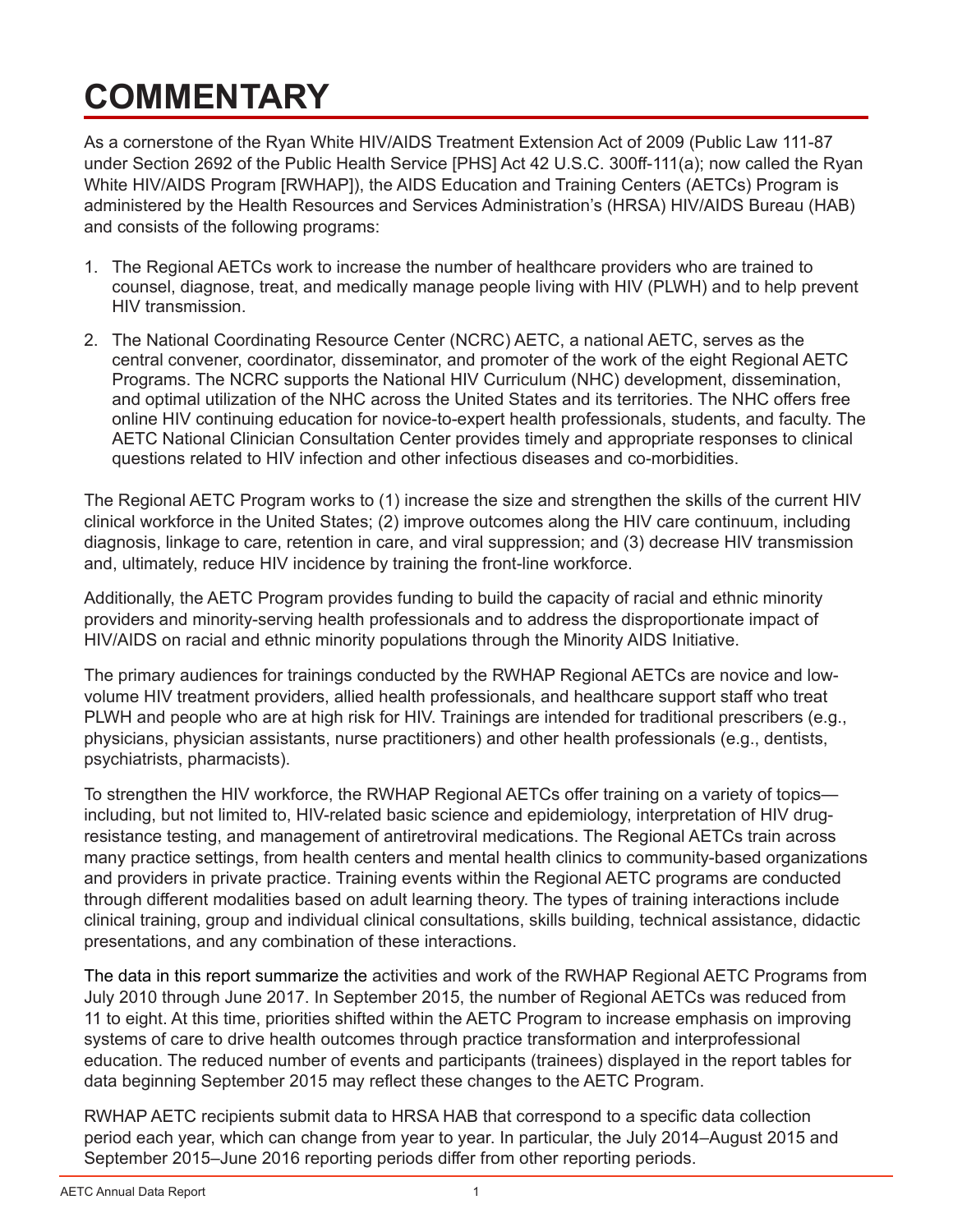# COMMENTARY

As a cornerstone of the Ryan White HIV/AIDS Treatment Extension Act of 2009 (Public Law 111-87 under Section 2692 of the Public Health Service [PHS] Act 42 U.S.C. 300ff-111(a); now called the Ryan White HIV/AIDS Program [RWHAP]), the AIDS Education and Training Centers (AETCs) Program is administered by the Health Resources and Services Administration's (HRSA) HIV/AIDS Bureau (HAB) and consists of the following programs:

1. The Regional AETCs work to increase the number of healthcare providers who are trained to counsel, diagnose, treat, and medically manage people living with HIV (PLWH) and to help prevent HIV transmission.
2. The National Coordinating Resource Center (NCRC) AETC, a national AETC, serves as the central convener, coordinator, disseminator, and promoter of the work of the eight Regional AETC Programs. The NCRC supports the National HIV Curriculum (NHC) development, dissemination, and optimal utilization of the NHC across the United States and its territories. The NHC offers free online HIV continuing education for novice-to-expert health professionals, students, and faculty. The AETC National Clinician Consultation Center provides timely and appropriate responses to clinical questions related to HIV infection and other infectious diseases and co-morbidities.

The Regional AETC Program works to (1) increase the size and strengthen the skills of the current HIV clinical workforce in the United States; (2) improve outcomes along the HIV care continuum, including diagnosis, linkage to care, retention in care, and viral suppression; and (3) decrease HIV transmission and, ultimately, reduce HIV incidence by training the front-line workforce.

Additionally, the AETC Program provides funding to build the capacity of racial and ethnic minority providers and minority-serving health professionals and to address the disproportionate impact of HIV/AIDS on racial and ethnic minority populations through the Minority AIDS Initiative.

The primary audiences for trainings conducted by the RWHAP Regional AETCs are novice and low-volume HIV treatment providers, allied health professionals, and healthcare support staff who treat PLWH and people who are at high risk for HIV. Trainings are intended for traditional prescribers (e.g., physicians, physician assistants, nurse practitioners) and other health professionals (e.g., dentists, psychiatrists, pharmacists).

To strengthen the HIV workforce, the RWHAP Regional AETCs offer training on a variety of topics—including, but not limited to, HIV-related basic science and epidemiology, interpretation of HIV drug-resistance testing, and management of antiretroviral medications. The Regional AETCs train across many practice settings, from health centers and mental health clinics to community-based organizations and providers in private practice. Training events within the Regional AETC programs are conducted through different modalities based on adult learning theory. The types of training interactions include clinical training, group and individual clinical consultations, skills building, technical assistance, didactic presentations, and any combination of these interactions.

The data in this report summarize the activities and work of the RWHAP Regional AETC Programs from July 2010 through June 2017. In September 2015, the number of Regional AETCs was reduced from 11 to eight. At this time, priorities shifted within the AETC Program to increase emphasis on improving systems of care to drive health outcomes through practice transformation and interprofessional education. The reduced number of events and participants (trainees) displayed in the report tables for data beginning September 2015 may reflect these changes to the AETC Program.

RWHAP AETC recipients submit data to HRSA HAB that correspond to a specific data collection period each year, which can change from year to year. In particular, the July 2014–August 2015 and September 2015–June 2016 reporting periods differ from other reporting periods.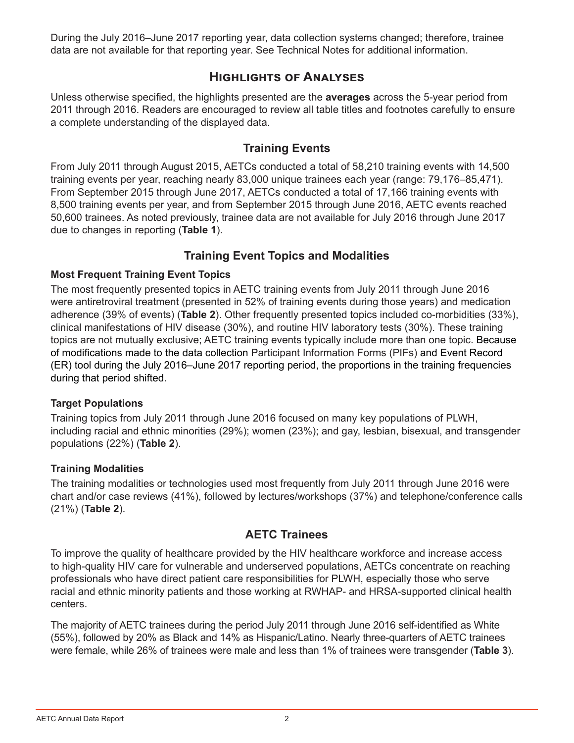During the July 2016–June 2017 reporting year, data collection systems changed; therefore, trainee data are not available for that reporting year. See Technical Notes for additional information.

## Highlights of Analyses

Unless otherwise specified, the highlights presented are the **averages** across the 5-year period from 2011 through 2016. Readers are encouraged to review all table titles and footnotes carefully to ensure a complete understanding of the displayed data.

### Training Events

From July 2011 through August 2015, AETCs conducted a total of 58,210 training events with 14,500 training events per year, reaching nearly 83,000 unique trainees each year (range: 79,176–85,471). From September 2015 through June 2017, AETCs conducted a total of 17,166 training events with 8,500 training events per year, and from September 2015 through June 2016, AETC events reached 50,600 trainees. As noted previously, trainee data are not available for July 2016 through June 2017 due to changes in reporting (**Table 1**).

### Training Event Topics and Modalities

#### Most Frequent Training Event Topics

The most frequently presented topics in AETC training events from July 2011 through June 2016 were antiretroviral treatment (presented in 52% of training events during those years) and medication adherence (39% of events) (**Table 2**). Other frequently presented topics included co-morbidities (33%), clinical manifestations of HIV disease (30%), and routine HIV laboratory tests (30%). These training topics are not mutually exclusive; AETC training events typically include more than one topic. Because of modifications made to the data collection Participant Information Forms (PIFs) and Event Record (ER) tool during the July 2016–June 2017 reporting period, the proportions in the training frequencies during that period shifted.

#### Target Populations

Training topics from July 2011 through June 2016 focused on many key populations of PLWH, including racial and ethnic minorities (29%); women (23%); and gay, lesbian, bisexual, and transgender populations (22%) (**Table 2**).

#### Training Modalities

The training modalities or technologies used most frequently from July 2011 through June 2016 were chart and/or case reviews (41%), followed by lectures/workshops (37%) and telephone/conference calls (21%) (**Table 2**).

### AETC Trainees

To improve the quality of healthcare provided by the HIV healthcare workforce and increase access to high-quality HIV care for vulnerable and underserved populations, AETCs concentrate on reaching professionals who have direct patient care responsibilities for PLWH, especially those who serve racial and ethnic minority patients and those working at RWHAP- and HRSA-supported clinical health centers.

The majority of AETC trainees during the period July 2011 through June 2016 self-identified as White (55%), followed by 20% as Black and 14% as Hispanic/Latino. Nearly three-quarters of AETC trainees were female, while 26% of trainees were male and less than 1% of trainees were transgender (**Table 3**).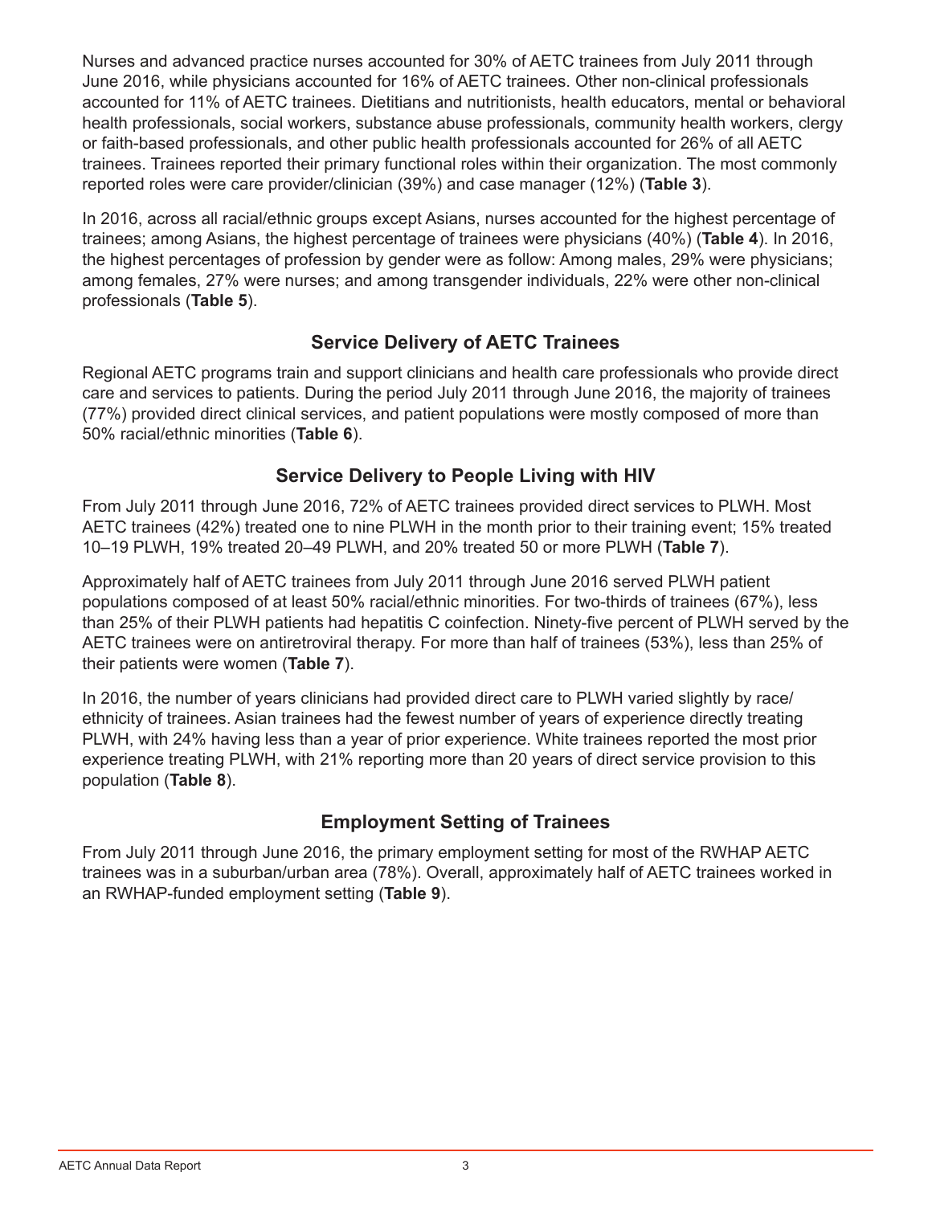Nurses and advanced practice nurses accounted for 30% of AETC trainees from July 2011 through June 2016, while physicians accounted for 16% of AETC trainees. Other non-clinical professionals accounted for 11% of AETC trainees. Dietitians and nutritionists, health educators, mental or behavioral health professionals, social workers, substance abuse professionals, community health workers, clergy or faith-based professionals, and other public health professionals accounted for 26% of all AETC trainees. Trainees reported their primary functional roles within their organization. The most commonly reported roles were care provider/clinician (39%) and case manager (12%) (**Table 3**).

In 2016, across all racial/ethnic groups except Asians, nurses accounted for the highest percentage of trainees; among Asians, the highest percentage of trainees were physicians (40%) (**Table 4**). In 2016, the highest percentages of profession by gender were as follow: Among males, 29% were physicians; among females, 27% were nurses; and among transgender individuals, 22% were other non-clinical professionals (**Table 5**).

## Service Delivery of AETC Trainees

Regional AETC programs train and support clinicians and health care professionals who provide direct care and services to patients. During the period July 2011 through June 2016, the majority of trainees (77%) provided direct clinical services, and patient populations were mostly composed of more than 50% racial/ethnic minorities (**Table 6**).

## Service Delivery to People Living with HIV

From July 2011 through June 2016, 72% of AETC trainees provided direct services to PLWH. Most AETC trainees (42%) treated one to nine PLWH in the month prior to their training event; 15% treated 10–19 PLWH, 19% treated 20–49 PLWH, and 20% treated 50 or more PLWH (**Table 7**).

Approximately half of AETC trainees from July 2011 through June 2016 served PLWH patient populations composed of at least 50% racial/ethnic minorities. For two-thirds of trainees (67%), less than 25% of their PLWH patients had hepatitis C coinfection. Ninety-five percent of PLWH served by the AETC trainees were on antiretroviral therapy. For more than half of trainees (53%), less than 25% of their patients were women (**Table 7**).

In 2016, the number of years clinicians had provided direct care to PLWH varied slightly by race/ethnicity of trainees. Asian trainees had the fewest number of years of experience directly treating PLWH, with 24% having less than a year of prior experience. White trainees reported the most prior experience treating PLWH, with 21% reporting more than 20 years of direct service provision to this population (**Table 8**).

## Employment Setting of Trainees

From July 2011 through June 2016, the primary employment setting for most of the RWHAP AETC trainees was in a suburban/urban area (78%). Overall, approximately half of AETC trainees worked in an RWHAP-funded employment setting (**Table 9**).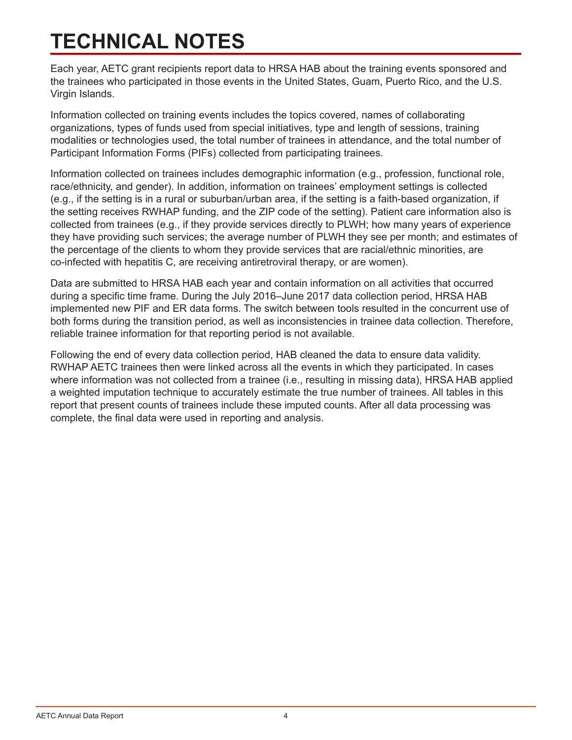# TECHNICAL NOTES

Each year, AETC grant recipients report data to HRSA HAB about the training events sponsored and the trainees who participated in those events in the United States, Guam, Puerto Rico, and the U.S. Virgin Islands.

Information collected on training events includes the topics covered, names of collaborating organizations, types of funds used from special initiatives, type and length of sessions, training modalities or technologies used, the total number of trainees in attendance, and the total number of Participant Information Forms (PIFs) collected from participating trainees.

Information collected on trainees includes demographic information (e.g., profession, functional role, race/ethnicity, and gender). In addition, information on trainees' employment settings is collected (e.g., if the setting is in a rural or suburban/urban area, if the setting is a faith-based organization, if the setting receives RWHAP funding, and the ZIP code of the setting). Patient care information also is collected from trainees (e.g., if they provide services directly to PLWH; how many years of experience they have providing such services; the average number of PLWH they see per month; and estimates of the percentage of the clients to whom they provide services that are racial/ethnic minorities, are co-infected with hepatitis C, are receiving antiretroviral therapy, or are women).

Data are submitted to HRSA HAB each year and contain information on all activities that occurred during a specific time frame. During the July 2016–June 2017 data collection period, HRSA HAB implemented new PIF and ER data forms. The switch between tools resulted in the concurrent use of both forms during the transition period, as well as inconsistencies in trainee data collection. Therefore, reliable trainee information for that reporting period is not available.

Following the end of every data collection period, HAB cleaned the data to ensure data validity. RWHAP AETC trainees then were linked across all the events in which they participated. In cases where information was not collected from a trainee (i.e., resulting in missing data), HRSA HAB applied a weighted imputation technique to accurately estimate the true number of trainees. All tables in this report that present counts of trainees include these imputed counts. After all data processing was complete, the final data were used in reporting and analysis.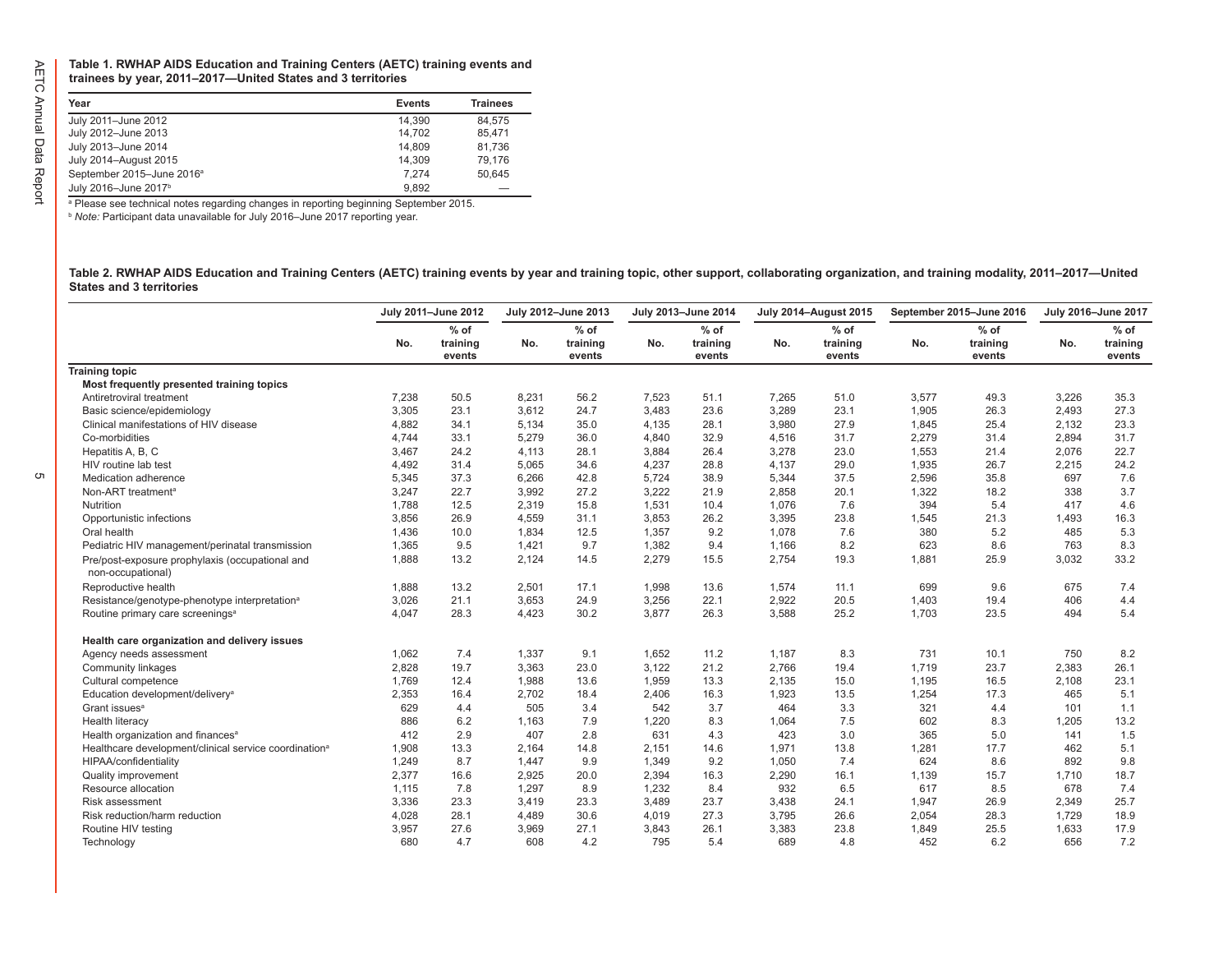**Table 1. RWHAP AIDS Education and Training Centers (AETC) training events and trainees by year, 2011–2017—United States and 3 territories**

| Year | Events | Trainees |
|---|---|---|
| July 2011–June 2012 | 14,390 | 84,575 |
| July 2012–June 2013 | 14,702 | 85,471 |
| July 2013–June 2014 | 14,809 | 81,736 |
| July 2014–August 2015 | 14,309 | 79,176 |
| September 2015–June 2016[a] | 7,274 | 50,645 |
| July 2016–June 2017[b] | 9,892 | — |

[a] Please see technical notes regarding changes in reporting beginning September 2015.

[b] *Note:* Participant data unavailable for July 2016–June 2017 reporting year.

**Table 2. RWHAP AIDS Education and Training Centers (AETC) training events by year and training topic, other support, collaborating organization, and training modality, 2011–2017—United States and 3 territories**

| | July 2011–June 2012 | | July 2012–June 2013 | | July 2013–June 2014 | | July 2014–August 2015 | | September 2015–June 2016 | | July 2016–June 2017 | |
|---|---|---|---|---|---|---|---|---|---|---|---|---|
| | No. | % of training events | No. | % of training events | No. | % of training events | No. | % of training events | No. | % of training events | No. | % of training events |
| **Training topic** | | | | | | | | | | | | |
| **Most frequently presented training topics** | | | | | | | | | | | | |
| Antiretroviral treatment | 7,238 | 50.5 | 8,231 | 56.2 | 7,523 | 51.1 | 7,265 | 51.0 | 3,577 | 49.3 | 3,226 | 35.3 |
| Basic science/epidemiology | 3,305 | 23.1 | 3,612 | 24.7 | 3,483 | 23.6 | 3,289 | 23.1 | 1,905 | 26.3 | 2,493 | 27.3 |
| Clinical manifestations of HIV disease | 4,882 | 34.1 | 5,134 | 35.0 | 4,135 | 28.1 | 3,980 | 27.9 | 1,845 | 25.4 | 2,132 | 23.3 |
| Co-morbidities | 4,744 | 33.1 | 5,279 | 36.0 | 4,840 | 32.9 | 4,516 | 31.7 | 2,279 | 31.4 | 2,894 | 31.7 |
| Hepatitis A, B, C | 3,467 | 24.2 | 4,113 | 28.1 | 3,884 | 26.4 | 3,278 | 23.0 | 1,553 | 21.4 | 2,076 | 22.7 |
| HIV routine lab test | 4,492 | 31.4 | 5,065 | 34.6 | 4,237 | 28.8 | 4,137 | 29.0 | 1,935 | 26.7 | 2,215 | 24.2 |
| Medication adherence | 5,345 | 37.3 | 6,266 | 42.8 | 5,724 | 38.9 | 5,344 | 37.5 | 2,596 | 35.8 | 697 | 7.6 |
| Non-ART treatment[a] | 3,247 | 22.7 | 3,992 | 27.2 | 3,222 | 21.9 | 2,858 | 20.1 | 1,322 | 18.2 | 338 | 3.7 |
| Nutrition | 1,788 | 12.5 | 2,319 | 15.8 | 1,531 | 10.4 | 1,076 | 7.6 | 394 | 5.4 | 417 | 4.6 |
| Opportunistic infections | 3,856 | 26.9 | 4,559 | 31.1 | 3,853 | 26.2 | 3,395 | 23.8 | 1,545 | 21.3 | 1,493 | 16.3 |
| Oral health | 1,436 | 10.0 | 1,834 | 12.5 | 1,357 | 9.2 | 1,078 | 7.6 | 380 | 5.2 | 485 | 5.3 |
| Pediatric HIV management/perinatal transmission | 1,365 | 9.5 | 1,421 | 9.7 | 1,382 | 9.4 | 1,166 | 8.2 | 623 | 8.6 | 763 | 8.3 |
| Pre/post-exposure prophylaxis (occupational and non-occupational) | 1,888 | 13.2 | 2,124 | 14.5 | 2,279 | 15.5 | 2,754 | 19.3 | 1,881 | 25.9 | 3,032 | 33.2 |
| Reproductive health | 1,888 | 13.2 | 2,501 | 17.1 | 1,998 | 13.6 | 1,574 | 11.1 | 699 | 9.6 | 675 | 7.4 |
| Resistance/genotype-phenotype interpretation[a] | 3,026 | 21.1 | 3,653 | 24.9 | 3,256 | 22.1 | 2,922 | 20.5 | 1,403 | 19.4 | 406 | 4.4 |
| Routine primary care screenings[a] | 4,047 | 28.3 | 4,423 | 30.2 | 3,877 | 26.3 | 3,588 | 25.2 | 1,703 | 23.5 | 494 | 5.4 |
| **Health care organization and delivery issues** | | | | | | | | | | | | |
| Agency needs assessment | 1,062 | 7.4 | 1,337 | 9.1 | 1,652 | 11.2 | 1,187 | 8.3 | 731 | 10.1 | 750 | 8.2 |
| Community linkages | 2,828 | 19.7 | 3,363 | 23.0 | 3,122 | 21.2 | 2,766 | 19.4 | 1,719 | 23.7 | 2,383 | 26.1 |
| Cultural competence | 1,769 | 12.4 | 1,988 | 13.6 | 1,959 | 13.3 | 2,135 | 15.0 | 1,195 | 16.5 | 2,108 | 23.1 |
| Education development/delivery[a] | 2,353 | 16.4 | 2,702 | 18.4 | 2,406 | 16.3 | 1,923 | 13.5 | 1,254 | 17.3 | 465 | 5.1 |
| Grant issues[a] | 629 | 4.4 | 505 | 3.4 | 542 | 3.7 | 464 | 3.3 | 321 | 4.4 | 101 | 1.1 |
| Health literacy | 886 | 6.2 | 1,163 | 7.9 | 1,220 | 8.3 | 1,064 | 7.5 | 602 | 8.3 | 1,205 | 13.2 |
| Health organization and finances[a] | 412 | 2.9 | 407 | 2.8 | 631 | 4.3 | 423 | 3.0 | 365 | 5.0 | 141 | 1.5 |
| Healthcare development/clinical service coordination[a] | 1,908 | 13.3 | 2,164 | 14.8 | 2,151 | 14.6 | 1,971 | 13.8 | 1,281 | 17.7 | 462 | 5.1 |
| HIPAA/confidentiality | 1,249 | 8.7 | 1,447 | 9.9 | 1,349 | 9.2 | 1,050 | 7.4 | 624 | 8.6 | 892 | 9.8 |
| Quality improvement | 2,377 | 16.6 | 2,925 | 20.0 | 2,394 | 16.3 | 2,290 | 16.1 | 1,139 | 15.7 | 1,710 | 18.7 |
| Resource allocation | 1,115 | 7.8 | 1,297 | 8.9 | 1,232 | 8.4 | 932 | 6.5 | 617 | 8.5 | 678 | 7.4 |
| Risk assessment | 3,336 | 23.3 | 3,419 | 23.3 | 3,489 | 23.7 | 3,438 | 24.1 | 1,947 | 26.9 | 2,349 | 25.7 |
| Risk reduction/harm reduction | 4,028 | 28.1 | 4,489 | 30.6 | 4,019 | 27.3 | 3,795 | 26.6 | 2,054 | 28.3 | 1,729 | 18.9 |
| Routine HIV testing | 3,957 | 27.6 | 3,969 | 27.1 | 3,843 | 26.1 | 3,383 | 23.8 | 1,849 | 25.5 | 1,633 | 17.9 |
| Technology | 680 | 4.7 | 608 | 4.2 | 795 | 5.4 | 689 | 4.8 | 452 | 6.2 | 656 | 7.2 |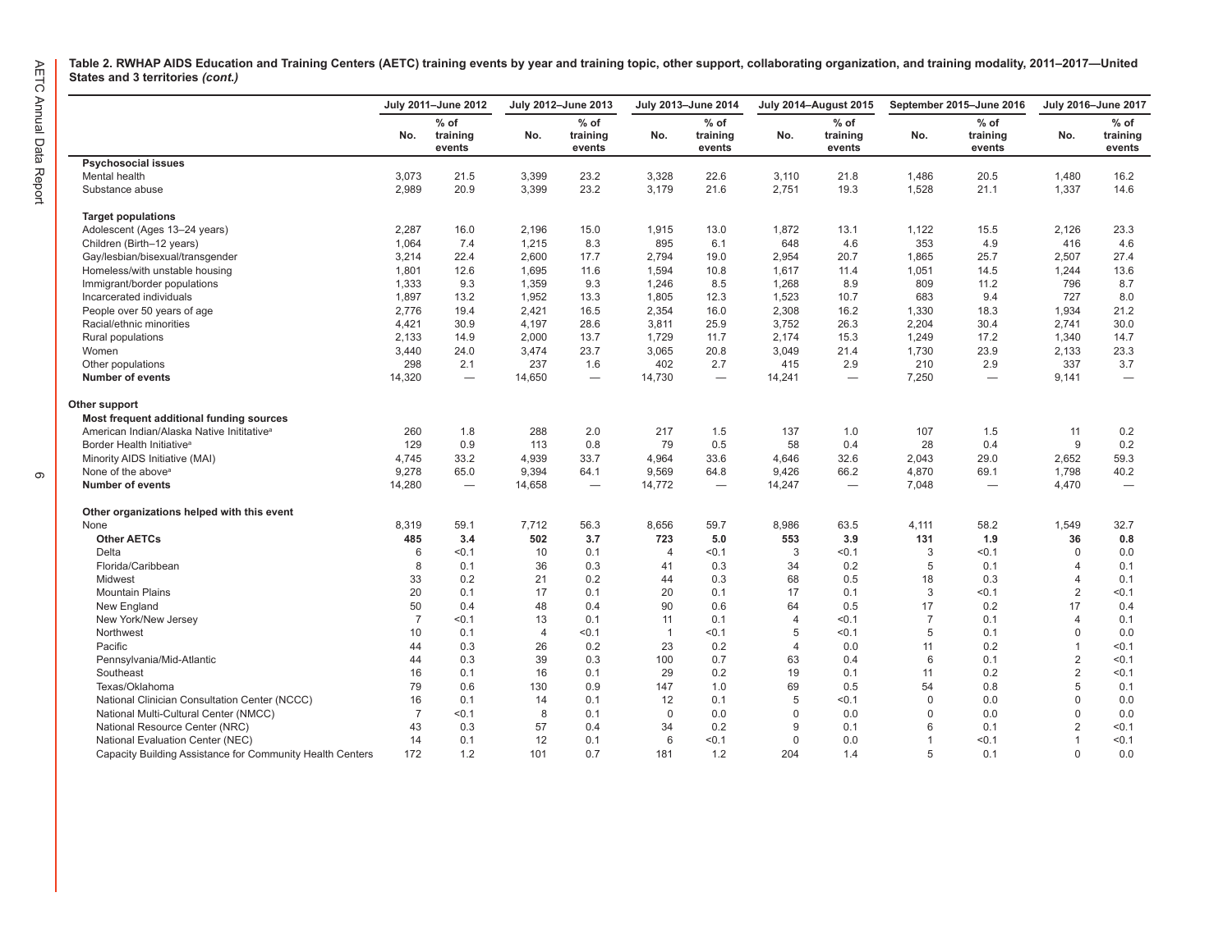**Table 2. RWHAP AIDS Education and Training Centers (AETC) training events by year and training topic, other support, collaborating organization, and training modality, 2011–2017—United States and 3 territories *(cont.)***

| | July 2011–June 2012 | | July 2012–June 2013 | | July 2013–June 2014 | | July 2014–August 2015 | | September 2015–June 2016 | | July 2016–June 2017 | |
|---|---|---|---|---|---|---|---|---|---|---|---|---|
| | No. | % of training events | No. | % of training events | No. | % of training events | No. | % of training events | No. | % of training events | No. | % of training events |
| **Psychosocial issues** | | | | | | | | | | | | |
| Mental health | 3,073 | 21.5 | 3,399 | 23.2 | 3,328 | 22.6 | 3,110 | 21.8 | 1,486 | 20.5 | 1,480 | 16.2 |
| Substance abuse | 2,989 | 20.9 | 3,399 | 23.2 | 3,179 | 21.6 | 2,751 | 19.3 | 1,528 | 21.1 | 1,337 | 14.6 |
| **Target populations** | | | | | | | | | | | | |
| Adolescent (Ages 13–24 years) | 2,287 | 16.0 | 2,196 | 15.0 | 1,915 | 13.0 | 1,872 | 13.1 | 1,122 | 15.5 | 2,126 | 23.3 |
| Children (Birth–12 years) | 1,064 | 7.4 | 1,215 | 8.3 | 895 | 6.1 | 648 | 4.6 | 353 | 4.9 | 416 | 4.6 |
| Gay/lesbian/bisexual/transgender | 3,214 | 22.4 | 2,600 | 17.7 | 2,794 | 19.0 | 2,954 | 20.7 | 1,865 | 25.7 | 2,507 | 27.4 |
| Homeless/with unstable housing | 1,801 | 12.6 | 1,695 | 11.6 | 1,594 | 10.8 | 1,617 | 11.4 | 1,051 | 14.5 | 1,244 | 13.6 |
| Immigrant/border populations | 1,333 | 9.3 | 1,359 | 9.3 | 1,246 | 8.5 | 1,268 | 8.9 | 809 | 11.2 | 796 | 8.7 |
| Incarcerated individuals | 1,897 | 13.2 | 1,952 | 13.3 | 1,805 | 12.3 | 1,523 | 10.7 | 683 | 9.4 | 727 | 8.0 |
| People over 50 years of age | 2,776 | 19.4 | 2,421 | 16.5 | 2,354 | 16.0 | 2,308 | 16.2 | 1,330 | 18.3 | 1,934 | 21.2 |
| Racial/ethnic minorities | 4,421 | 30.9 | 4,197 | 28.6 | 3,811 | 25.9 | 3,752 | 26.3 | 2,204 | 30.4 | 2,741 | 30.0 |
| Rural populations | 2,133 | 14.9 | 2,000 | 13.7 | 1,729 | 11.7 | 2,174 | 15.3 | 1,249 | 17.2 | 1,340 | 14.7 |
| Women | 3,440 | 24.0 | 3,474 | 23.7 | 3,065 | 20.8 | 3,049 | 21.4 | 1,730 | 23.9 | 2,133 | 23.3 |
| Other populations | 298 | 2.1 | 237 | 1.6 | 402 | 2.7 | 415 | 2.9 | 210 | 2.9 | 337 | 3.7 |
| **Number of events** | 14,320 | — | 14,650 | — | 14,730 | — | 14,241 | — | 7,250 | — | 9,141 | — |
| **Other support** | | | | | | | | | | | | |
| **Most frequent additional funding sources** | | | | | | | | | | | | |
| American Indian/Alaska Native Inititative[a] | 260 | 1.8 | 288 | 2.0 | 217 | 1.5 | 137 | 1.0 | 107 | 1.5 | 11 | 0.2 |
| Border Health Initiative[a] | 129 | 0.9 | 113 | 0.8 | 79 | 0.5 | 58 | 0.4 | 28 | 0.4 | 9 | 0.2 |
| Minority AIDS Initiative (MAI) | 4,745 | 33.2 | 4,939 | 33.7 | 4,964 | 33.6 | 4,646 | 32.6 | 2,043 | 29.0 | 2,652 | 59.3 |
| None of the above[a] | 9,278 | 65.0 | 9,394 | 64.1 | 9,569 | 64.8 | 9,426 | 66.2 | 4,870 | 69.1 | 1,798 | 40.2 |
| **Number of events** | 14,280 | — | 14,658 | — | 14,772 | — | 14,247 | — | 7,048 | — | 4,470 | — |
| **Other organizations helped with this event** | | | | | | | | | | | | |
| None | 8,319 | 59.1 | 7,712 | 56.3 | 8,656 | 59.7 | 8,986 | 63.5 | 4,111 | 58.2 | 1,549 | 32.7 |
| **Other AETCs** | **485** | **3.4** | **502** | **3.7** | **723** | **5.0** | **553** | **3.9** | **131** | **1.9** | **36** | **0.8** |
| Delta | 6 | <0.1 | 10 | 0.1 | 4 | <0.1 | 3 | <0.1 | 3 | <0.1 | 0 | 0.0 |
| Florida/Caribbean | 8 | 0.1 | 36 | 0.3 | 41 | 0.3 | 34 | 0.2 | 5 | 0.1 | 4 | 0.1 |
| Midwest | 33 | 0.2 | 21 | 0.2 | 44 | 0.3 | 68 | 0.5 | 18 | 0.3 | 4 | 0.1 |
| Mountain Plains | 20 | 0.1 | 17 | 0.1 | 20 | 0.1 | 17 | 0.1 | 3 | <0.1 | 2 | <0.1 |
| New England | 50 | 0.4 | 48 | 0.4 | 90 | 0.6 | 64 | 0.5 | 17 | 0.2 | 17 | 0.4 |
| New York/New Jersey | 7 | <0.1 | 13 | 0.1 | 11 | 0.1 | 4 | <0.1 | 7 | 0.1 | 4 | 0.1 |
| Northwest | 10 | 0.1 | 4 | <0.1 | 1 | <0.1 | 5 | <0.1 | 5 | 0.1 | 0 | 0.0 |
| Pacific | 44 | 0.3 | 26 | 0.2 | 23 | 0.2 | 4 | 0.0 | 11 | 0.2 | 1 | <0.1 |
| Pennsylvania/Mid-Atlantic | 44 | 0.3 | 39 | 0.3 | 100 | 0.7 | 63 | 0.4 | 6 | 0.1 | 2 | <0.1 |
| Southeast | 16 | 0.1 | 16 | 0.1 | 29 | 0.2 | 19 | 0.1 | 11 | 0.2 | 2 | <0.1 |
| Texas/Oklahoma | 79 | 0.6 | 130 | 0.9 | 147 | 1.0 | 69 | 0.5 | 54 | 0.8 | 5 | 0.1 |
| National Clinician Consultation Center (NCCC) | 16 | 0.1 | 14 | 0.1 | 12 | 0.1 | 5 | <0.1 | 0 | 0.0 | 0 | 0.0 |
| National Multi-Cultural Center (NMCC) | 7 | <0.1 | 8 | 0.1 | 0 | 0.0 | 0 | 0.0 | 0 | 0.0 | 0 | 0.0 |
| National Resource Center (NRC) | 43 | 0.3 | 57 | 0.4 | 34 | 0.2 | 9 | 0.1 | 6 | 0.1 | 2 | <0.1 |
| National Evaluation Center (NEC) | 14 | 0.1 | 12 | 0.1 | 6 | <0.1 | 0 | 0.0 | 1 | <0.1 | 1 | <0.1 |
| Capacity Building Assistance for Community Health Centers | 172 | 1.2 | 101 | 0.7 | 181 | 1.2 | 204 | 1.4 | 5 | 0.1 | 0 | 0.0 |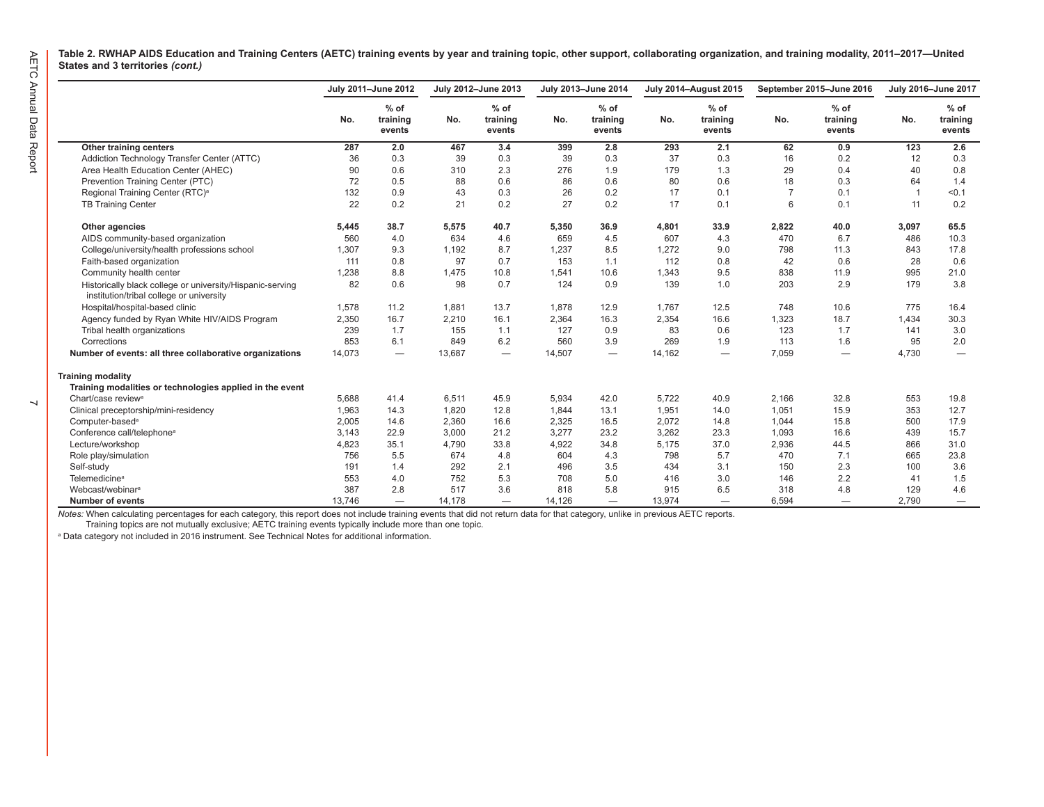**Table 2. RWHAP AIDS Education and Training Centers (AETC) training events by year and training topic, other support, collaborating organization, and training modality, 2011–2017—United States and 3 territories *(cont.)***

| | July 2011–June 2012 | | July 2012–June 2013 | | July 2013–June 2014 | | July 2014–August 2015 | | September 2015–June 2016 | | July 2016–June 2017 | |
|---|---|---|---|---|---|---|---|---|---|---|---|---|
| | No. | % of training events | No. | % of training events | No. | % of training events | No. | % of training events | No. | % of training events | No. | % of training events |
| **Other training centers** | **287** | **2.0** | **467** | **3.4** | **399** | **2.8** | **293** | **2.1** | **62** | **0.9** | **123** | **2.6** |
| Addiction Technology Transfer Center (ATTC) | 36 | 0.3 | 39 | 0.3 | 39 | 0.3 | 37 | 0.3 | 16 | 0.2 | 12 | 0.3 |
| Area Health Education Center (AHEC) | 90 | 0.6 | 310 | 2.3 | 276 | 1.9 | 179 | 1.3 | 29 | 0.4 | 40 | 0.8 |
| Prevention Training Center (PTC) | 72 | 0.5 | 88 | 0.6 | 86 | 0.6 | 80 | 0.6 | 18 | 0.3 | 64 | 1.4 |
| Regional Training Center (RTC)[a] | 132 | 0.9 | 43 | 0.3 | 26 | 0.2 | 17 | 0.1 | 7 | 0.1 | 1 | <0.1 |
| TB Training Center | 22 | 0.2 | 21 | 0.2 | 27 | 0.2 | 17 | 0.1 | 6 | 0.1 | 11 | 0.2 |
| **Other agencies** | **5,445** | **38.7** | **5,575** | **40.7** | **5,350** | **36.9** | **4,801** | **33.9** | **2,822** | **40.0** | **3,097** | **65.5** |
| AIDS community-based organization | 560 | 4.0 | 634 | 4.6 | 659 | 4.5 | 607 | 4.3 | 470 | 6.7 | 486 | 10.3 |
| College/university/health professions school | 1,307 | 9.3 | 1,192 | 8.7 | 1,237 | 8.5 | 1,272 | 9.0 | 798 | 11.3 | 843 | 17.8 |
| Faith-based organization | 111 | 0.8 | 97 | 0.7 | 153 | 1.1 | 112 | 0.8 | 42 | 0.6 | 28 | 0.6 |
| Community health center | 1,238 | 8.8 | 1,475 | 10.8 | 1,541 | 10.6 | 1,343 | 9.5 | 838 | 11.9 | 995 | 21.0 |
| Historically black college or university/Hispanic-serving institution/tribal college or university | 82 | 0.6 | 98 | 0.7 | 124 | 0.9 | 139 | 1.0 | 203 | 2.9 | 179 | 3.8 |
| Hospital/hospital-based clinic | 1,578 | 11.2 | 1,881 | 13.7 | 1,878 | 12.9 | 1,767 | 12.5 | 748 | 10.6 | 775 | 16.4 |
| Agency funded by Ryan White HIV/AIDS Program | 2,350 | 16.7 | 2,210 | 16.1 | 2,364 | 16.3 | 2,354 | 16.6 | 1,323 | 18.7 | 1,434 | 30.3 |
| Tribal health organizations | 239 | 1.7 | 155 | 1.1 | 127 | 0.9 | 83 | 0.6 | 123 | 1.7 | 141 | 3.0 |
| Corrections | 853 | 6.1 | 849 | 6.2 | 560 | 3.9 | 269 | 1.9 | 113 | 1.6 | 95 | 2.0 |
| **Number of events: all three collaborative organizations** | 14,073 | — | 13,687 | — | 14,507 | — | 14,162 | — | 7,059 | — | 4,730 | — |
| **Training modality** | | | | | | | | | | | | |
| **Training modalities or technologies applied in the event** | | | | | | | | | | | | |
| Chart/case review[a] | 5,688 | 41.4 | 6,511 | 45.9 | 5,934 | 42.0 | 5,722 | 40.9 | 2,166 | 32.8 | 553 | 19.8 |
| Clinical preceptorship/mini-residency | 1,963 | 14.3 | 1,820 | 12.8 | 1,844 | 13.1 | 1,951 | 14.0 | 1,051 | 15.9 | 353 | 12.7 |
| Computer-based[a] | 2,005 | 14.6 | 2,360 | 16.6 | 2,325 | 16.5 | 2,072 | 14.8 | 1,044 | 15.8 | 500 | 17.9 |
| Conference call/telephone[a] | 3,143 | 22.9 | 3,000 | 21.2 | 3,277 | 23.2 | 3,262 | 23.3 | 1,093 | 16.6 | 439 | 15.7 |
| Lecture/workshop | 4,823 | 35.1 | 4,790 | 33.8 | 4,922 | 34.8 | 5,175 | 37.0 | 2,936 | 44.5 | 866 | 31.0 |
| Role play/simulation | 756 | 5.5 | 674 | 4.8 | 604 | 4.3 | 798 | 5.7 | 470 | 7.1 | 665 | 23.8 |
| Self-study | 191 | 1.4 | 292 | 2.1 | 496 | 3.5 | 434 | 3.1 | 150 | 2.3 | 100 | 3.6 |
| Telemedicine[a] | 553 | 4.0 | 752 | 5.3 | 708 | 5.0 | 416 | 3.0 | 146 | 2.2 | 41 | 1.5 |
| Webcast/webinar[a] | 387 | 2.8 | 517 | 3.6 | 818 | 5.8 | 915 | 6.5 | 318 | 4.8 | 129 | 4.6 |
| **Number of events** | 13,746 | — | 14,178 | — | 14,126 | — | 13,974 | — | 6,594 | — | 2,790 | — |

*Notes:* When calculating percentages for each category, this report does not include training events that did not return data for that category, unlike in previous AETC reports.
Training topics are not mutually exclusive; AETC training events typically include more than one topic.

[a] Data category not included in 2016 instrument. See Technical Notes for additional information.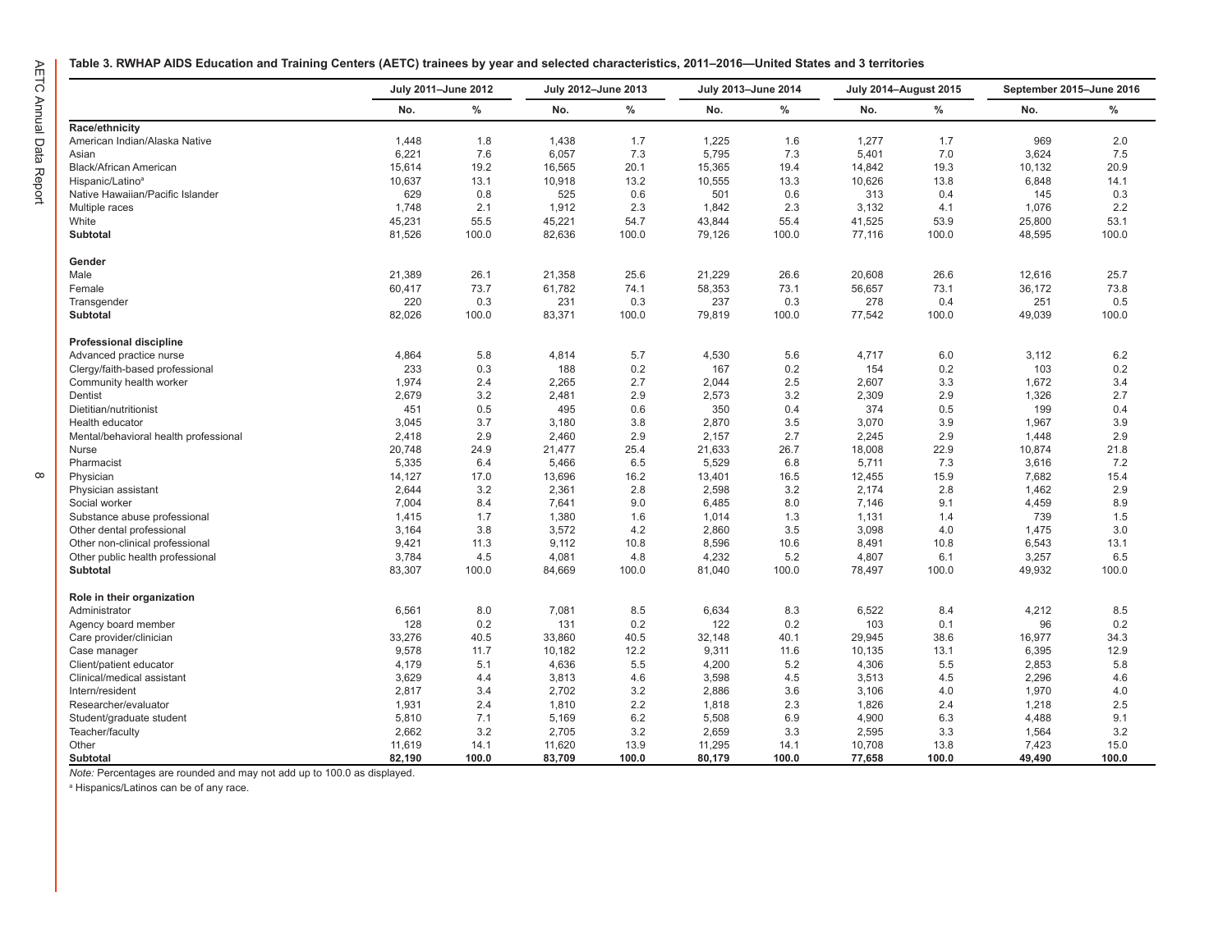**Table 3. RWHAP AIDS Education and Training Centers (AETC) trainees by year and selected characteristics, 2011–2016—United States and 3 territories**

| | July 2011–June 2012 | | July 2012–June 2013 | | July 2013–June 2014 | | July 2014–August 2015 | | September 2015–June 2016 | |
|---|---|---|---|---|---|---|---|---|---|---|
| | No. | % | No. | % | No. | % | No. | % | No. | % |
| **Race/ethnicity** | | | | | | | | | | |
| American Indian/Alaska Native | 1,448 | 1.8 | 1,438 | 1.7 | 1,225 | 1.6 | 1,277 | 1.7 | 969 | 2.0 |
| Asian | 6,221 | 7.6 | 6,057 | 7.3 | 5,795 | 7.3 | 5,401 | 7.0 | 3,624 | 7.5 |
| Black/African American | 15,614 | 19.2 | 16,565 | 20.1 | 15,365 | 19.4 | 14,842 | 19.3 | 10,132 | 20.9 |
| Hispanic/Latino[a] | 10,637 | 13.1 | 10,918 | 13.2 | 10,555 | 13.3 | 10,626 | 13.8 | 6,848 | 14.1 |
| Native Hawaiian/Pacific Islander | 629 | 0.8 | 525 | 0.6 | 501 | 0.6 | 313 | 0.4 | 145 | 0.3 |
| Multiple races | 1,748 | 2.1 | 1,912 | 2.3 | 1,842 | 2.3 | 3,132 | 4.1 | 1,076 | 2.2 |
| White | 45,231 | 55.5 | 45,221 | 54.7 | 43,844 | 55.4 | 41,525 | 53.9 | 25,800 | 53.1 |
| **Subtotal** | 81,526 | 100.0 | 82,636 | 100.0 | 79,126 | 100.0 | 77,116 | 100.0 | 48,595 | 100.0 |
| **Gender** | | | | | | | | | | |
| Male | 21,389 | 26.1 | 21,358 | 25.6 | 21,229 | 26.6 | 20,608 | 26.6 | 12,616 | 25.7 |
| Female | 60,417 | 73.7 | 61,782 | 74.1 | 58,353 | 73.1 | 56,657 | 73.1 | 36,172 | 73.8 |
| Transgender | 220 | 0.3 | 231 | 0.3 | 237 | 0.3 | 278 | 0.4 | 251 | 0.5 |
| **Subtotal** | 82,026 | 100.0 | 83,371 | 100.0 | 79,819 | 100.0 | 77,542 | 100.0 | 49,039 | 100.0 |
| **Professional discipline** | | | | | | | | | | |
| Advanced practice nurse | 4,864 | 5.8 | 4,814 | 5.7 | 4,530 | 5.6 | 4,717 | 6.0 | 3,112 | 6.2 |
| Clergy/faith-based professional | 233 | 0.3 | 188 | 0.2 | 167 | 0.2 | 154 | 0.2 | 103 | 0.2 |
| Community health worker | 1,974 | 2.4 | 2,265 | 2.7 | 2,044 | 2.5 | 2,607 | 3.3 | 1,672 | 3.4 |
| Dentist | 2,679 | 3.2 | 2,481 | 2.9 | 2,573 | 3.2 | 2,309 | 2.9 | 1,326 | 2.7 |
| Dietitian/nutritionist | 451 | 0.5 | 495 | 0.6 | 350 | 0.4 | 374 | 0.5 | 199 | 0.4 |
| Health educator | 3,045 | 3.7 | 3,180 | 3.8 | 2,870 | 3.5 | 3,070 | 3.9 | 1,967 | 3.9 |
| Mental/behavioral health professional | 2,418 | 2.9 | 2,460 | 2.9 | 2,157 | 2.7 | 2,245 | 2.9 | 1,448 | 2.9 |
| Nurse | 20,748 | 24.9 | 21,477 | 25.4 | 21,633 | 26.7 | 18,008 | 22.9 | 10,874 | 21.8 |
| Pharmacist | 5,335 | 6.4 | 5,466 | 6.5 | 5,529 | 6.8 | 5,711 | 7.3 | 3,616 | 7.2 |
| Physician | 14,127 | 17.0 | 13,696 | 16.2 | 13,401 | 16.5 | 12,455 | 15.9 | 7,682 | 15.4 |
| Physician assistant | 2,644 | 3.2 | 2,361 | 2.8 | 2,598 | 3.2 | 2,174 | 2.8 | 1,462 | 2.9 |
| Social worker | 7,004 | 8.4 | 7,641 | 9.0 | 6,485 | 8.0 | 7,146 | 9.1 | 4,459 | 8.9 |
| Substance abuse professional | 1,415 | 1.7 | 1,380 | 1.6 | 1,014 | 1.3 | 1,131 | 1.4 | 739 | 1.5 |
| Other dental professional | 3,164 | 3.8 | 3,572 | 4.2 | 2,860 | 3.5 | 3,098 | 4.0 | 1,475 | 3.0 |
| Other non-clinical professional | 9,421 | 11.3 | 9,112 | 10.8 | 8,596 | 10.6 | 8,491 | 10.8 | 6,543 | 13.1 |
| Other public health professional | 3,784 | 4.5 | 4,081 | 4.8 | 4,232 | 5.2 | 4,807 | 6.1 | 3,257 | 6.5 |
| **Subtotal** | 83,307 | 100.0 | 84,669 | 100.0 | 81,040 | 100.0 | 78,497 | 100.0 | 49,932 | 100.0 |
| **Role in their organization** | | | | | | | | | | |
| Administrator | 6,561 | 8.0 | 7,081 | 8.5 | 6,634 | 8.3 | 6,522 | 8.4 | 4,212 | 8.5 |
| Agency board member | 128 | 0.2 | 131 | 0.2 | 122 | 0.2 | 103 | 0.1 | 96 | 0.2 |
| Care provider/clinician | 33,276 | 40.5 | 33,860 | 40.5 | 32,148 | 40.1 | 29,945 | 38.6 | 16,977 | 34.3 |
| Case manager | 9,578 | 11.7 | 10,182 | 12.2 | 9,311 | 11.6 | 10,135 | 13.1 | 6,395 | 12.9 |
| Client/patient educator | 4,179 | 5.1 | 4,636 | 5.5 | 4,200 | 5.2 | 4,306 | 5.5 | 2,853 | 5.8 |
| Clinical/medical assistant | 3,629 | 4.4 | 3,813 | 4.6 | 3,598 | 4.5 | 3,513 | 4.5 | 2,296 | 4.6 |
| Intern/resident | 2,817 | 3.4 | 2,702 | 3.2 | 2,886 | 3.6 | 3,106 | 4.0 | 1,970 | 4.0 |
| Researcher/evaluator | 1,931 | 2.4 | 1,810 | 2.2 | 1,818 | 2.3 | 1,826 | 2.4 | 1,218 | 2.5 |
| Student/graduate student | 5,810 | 7.1 | 5,169 | 6.2 | 5,508 | 6.9 | 4,900 | 6.3 | 4,488 | 9.1 |
| Teacher/faculty | 2,662 | 3.2 | 2,705 | 3.2 | 2,659 | 3.3 | 2,595 | 3.3 | 1,564 | 3.2 |
| Other | 11,619 | 14.1 | 11,620 | 13.9 | 11,295 | 14.1 | 10,708 | 13.8 | 7,423 | 15.0 |
| **Subtotal** | **82,190** | **100.0** | **83,709** | **100.0** | **80,179** | **100.0** | **77,658** | **100.0** | **49,490** | **100.0** |

*Note:* Percentages are rounded and may not add up to 100.0 as displayed.

[a] Hispanics/Latinos can be of any race.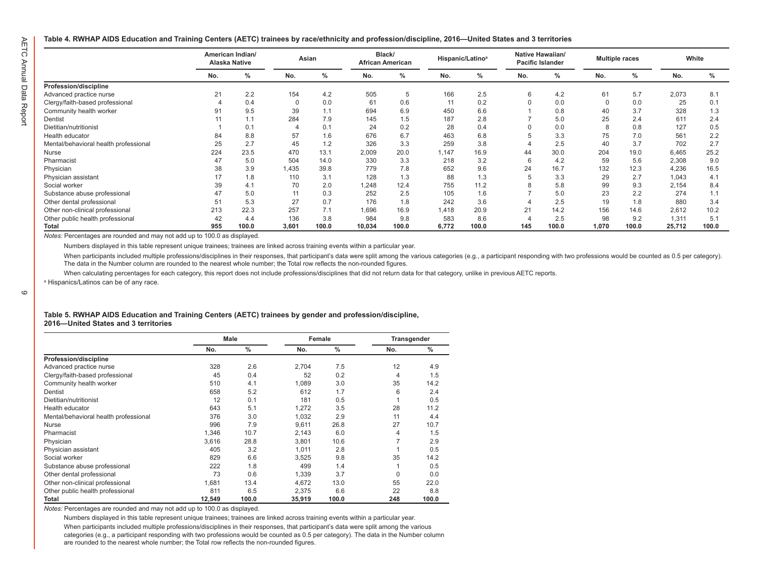**Table 4. RWHAP AIDS Education and Training Centers (AETC) trainees by race/ethnicity and profession/discipline, 2016—United States and 3 territories**

| | American Indian/ Alaska Native | | Asian | | Black/ African American | | Hispanic/Latino[a] | | Native Hawaiian/ Pacific Islander | | Multiple races | | White | |
|---|---|---|---|---|---|---|---|---|---|---|---|---|---|---|
| | No. | % | No. | % | No. | % | No. | % | No. | % | No. | % | No. | % |
| **Profession/discipline** | | | | | | | | | | | | | | |
| Advanced practice nurse | 21 | 2.2 | 154 | 4.2 | 505 | 5 | 166 | 2.5 | 6 | 4.2 | 61 | 5.7 | 2,073 | 8.1 |
| Clergy/faith-based professional | 4 | 0.4 | 0 | 0.0 | 61 | 0.6 | 11 | 0.2 | 0 | 0.0 | 0 | 0.0 | 25 | 0.1 |
| Community health worker | 91 | 9.5 | 39 | 1.1 | 694 | 6.9 | 450 | 6.6 | 1 | 0.8 | 40 | 3.7 | 328 | 1.3 |
| Dentist | 11 | 1.1 | 284 | 7.9 | 145 | 1.5 | 187 | 2.8 | 7 | 5.0 | 25 | 2.4 | 611 | 2.4 |
| Dietitian/nutritionist | 1 | 0.1 | 4 | 0.1 | 24 | 0.2 | 28 | 0.4 | 0 | 0.0 | 8 | 0.8 | 127 | 0.5 |
| Health educator | 84 | 8.8 | 57 | 1.6 | 676 | 6.7 | 463 | 6.8 | 5 | 3.3 | 75 | 7.0 | 561 | 2.2 |
| Mental/behavioral health professional | 25 | 2.7 | 45 | 1.2 | 326 | 3.3 | 259 | 3.8 | 4 | 2.5 | 40 | 3.7 | 702 | 2.7 |
| Nurse | 224 | 23.5 | 470 | 13.1 | 2,009 | 20.0 | 1,147 | 16.9 | 44 | 30.0 | 204 | 19.0 | 6,465 | 25.2 |
| Pharmacist | 47 | 5.0 | 504 | 14.0 | 330 | 3.3 | 218 | 3.2 | 6 | 4.2 | 59 | 5.6 | 2,308 | 9.0 |
| Physician | 38 | 3.9 | 1,435 | 39.8 | 779 | 7.8 | 652 | 9.6 | 24 | 16.7 | 132 | 12.3 | 4,236 | 16.5 |
| Physician assistant | 17 | 1.8 | 110 | 3.1 | 128 | 1.3 | 88 | 1.3 | 5 | 3.3 | 29 | 2.7 | 1,043 | 4.1 |
| Social worker | 39 | 4.1 | 70 | 2.0 | 1,248 | 12.4 | 755 | 11.2 | 8 | 5.8 | 99 | 9.3 | 2,154 | 8.4 |
| Substance abuse professional | 47 | 5.0 | 11 | 0.3 | 252 | 2.5 | 105 | 1.6 | 7 | 5.0 | 23 | 2.2 | 274 | 1.1 |
| Other dental professional | 51 | 5.3 | 27 | 0.7 | 176 | 1.8 | 242 | 3.6 | 4 | 2.5 | 19 | 1.8 | 880 | 3.4 |
| Other non-clinical professional | 213 | 22.3 | 257 | 7.1 | 1,696 | 16.9 | 1,418 | 20.9 | 21 | 14.2 | 156 | 14.6 | 2,612 | 10.2 |
| Other public health professional | 42 | 4.4 | 136 | 3.8 | 984 | 9.8 | 583 | 8.6 | 4 | 2.5 | 98 | 9.2 | 1,311 | 5.1 |
| **Total** | **955** | **100.0** | **3,601** | **100.0** | **10,034** | **100.0** | **6,772** | **100.0** | **145** | **100.0** | **1,070** | **100.0** | **25,712** | **100.0** |

*Notes:* Percentages are rounded and may not add up to 100.0 as displayed.

Numbers displayed in this table represent unique trainees; trainees are linked across training events within a particular year.

When participants included multiple professions/disciplines in their responses, that participant's data were split among the various categories (e.g., a participant responding with two professions would be counted as 0.5 per category). The data in the Number column are rounded to the nearest whole number; the Total row reflects the non-rounded figures.

When calculating percentages for each category, this report does not include professions/disciplines that did not return data for that category, unlike in previous AETC reports.

[a] Hispanics/Latinos can be of any race.

**Table 5. RWHAP AIDS Education and Training Centers (AETC) trainees by gender and profession/discipline, 2016—United States and 3 territories**

| | Male | | Female | | Transgender | |
|---|---|---|---|---|---|---|
| | No. | % | No. | % | No. | % |
| **Profession/discipline** | | | | | | |
| Advanced practice nurse | 328 | 2.6 | 2,704 | 7.5 | 12 | 4.9 |
| Clergy/faith-based professional | 45 | 0.4 | 52 | 0.2 | 4 | 1.5 |
| Community health worker | 510 | 4.1 | 1,089 | 3.0 | 35 | 14.2 |
| Dentist | 658 | 5.2 | 612 | 1.7 | 6 | 2.4 |
| Dietitian/nutritionist | 12 | 0.1 | 181 | 0.5 | 1 | 0.5 |
| Health educator | 643 | 5.1 | 1,272 | 3.5 | 28 | 11.2 |
| Mental/behavioral health professional | 376 | 3.0 | 1,032 | 2.9 | 11 | 4.4 |
| Nurse | 996 | 7.9 | 9,611 | 26.8 | 27 | 10.7 |
| Pharmacist | 1,346 | 10.7 | 2,143 | 6.0 | 4 | 1.5 |
| Physician | 3,616 | 28.8 | 3,801 | 10.6 | 7 | 2.9 |
| Physician assistant | 405 | 3.2 | 1,011 | 2.8 | 1 | 0.5 |
| Social worker | 829 | 6.6 | 3,525 | 9.8 | 35 | 14.2 |
| Substance abuse professional | 222 | 1.8 | 499 | 1.4 | 1 | 0.5 |
| Other dental professional | 73 | 0.6 | 1,339 | 3.7 | 0 | 0.0 |
| Other non-clinical professional | 1,681 | 13.4 | 4,672 | 13.0 | 55 | 22.0 |
| Other public health professional | 811 | 6.5 | 2,375 | 6.6 | 22 | 8.8 |
| **Total** | **12,549** | **100.0** | **35,919** | **100.0** | **248** | **100.0** |

*Notes:* Percentages are rounded and may not add up to 100.0 as displayed.

Numbers displayed in this table represent unique trainees; trainees are linked across training events within a particular year.

When participants included multiple professions/disciplines in their responses, that participant's data were split among the various categories (e.g., a participant responding with two professions would be counted as 0.5 per category). The data in the Number column are rounded to the nearest whole number; the Total row reflects the non-rounded figures.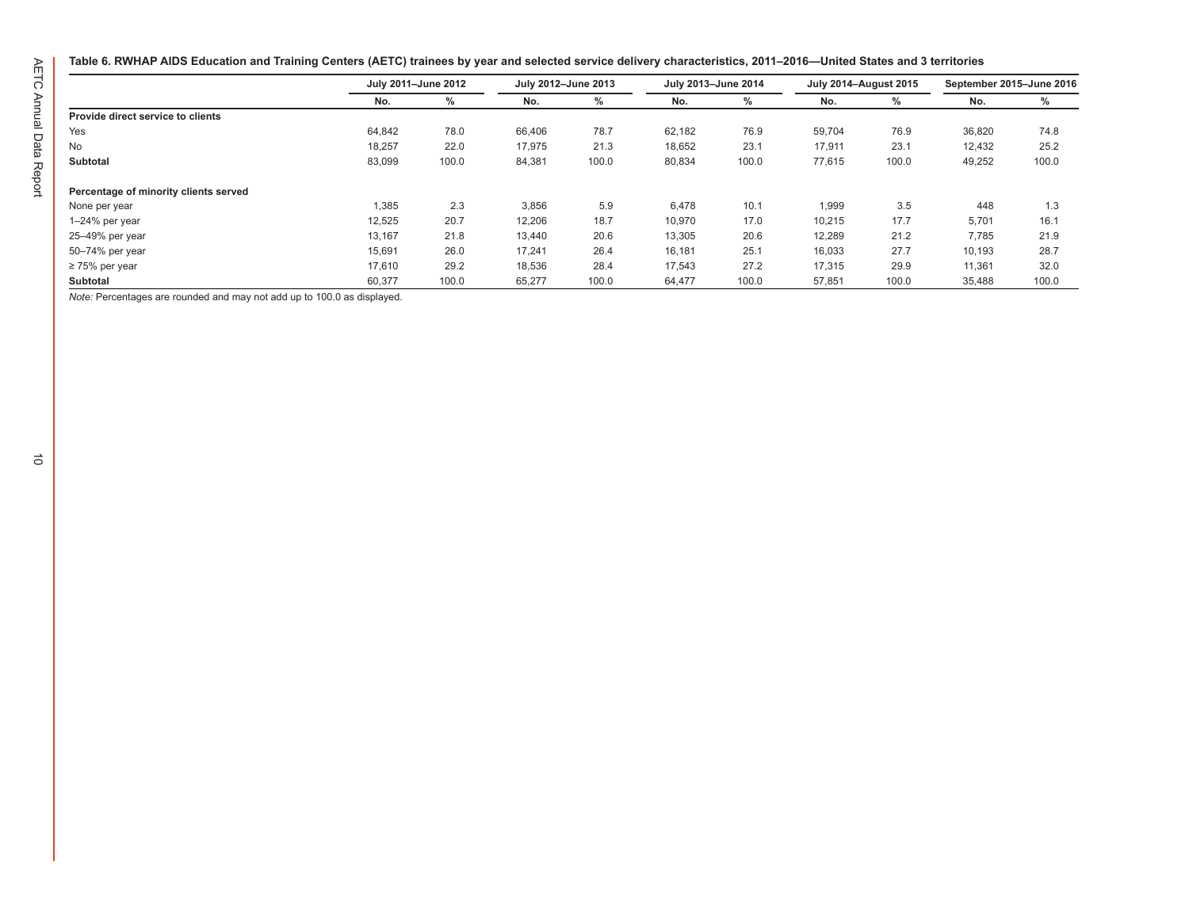**Table 6. RWHAP AIDS Education and Training Centers (AETC) trainees by year and selected service delivery characteristics, 2011–2016—United States and 3 territories**

| | July 2011–June 2012 | | July 2012–June 2013 | | July 2013–June 2014 | | July 2014–August 2015 | | September 2015–June 2016 | |
|---|---|---|---|---|---|---|---|---|---|---|
| | No. | % | No. | % | No. | % | No. | % | No. | % |
| **Provide direct service to clients** | | | | | | | | | | |
| Yes | 64,842 | 78.0 | 66,406 | 78.7 | 62,182 | 76.9 | 59,704 | 76.9 | 36,820 | 74.8 |
| No | 18,257 | 22.0 | 17,975 | 21.3 | 18,652 | 23.1 | 17,911 | 23.1 | 12,432 | 25.2 |
| **Subtotal** | 83,099 | 100.0 | 84,381 | 100.0 | 80,834 | 100.0 | 77,615 | 100.0 | 49,252 | 100.0 |
| **Percentage of minority clients served** | | | | | | | | | | |
| None per year | 1,385 | 2.3 | 3,856 | 5.9 | 6,478 | 10.1 | 1,999 | 3.5 | 448 | 1.3 |
| 1–24% per year | 12,525 | 20.7 | 12,206 | 18.7 | 10,970 | 17.0 | 10,215 | 17.7 | 5,701 | 16.1 |
| 25–49% per year | 13,167 | 21.8 | 13,440 | 20.6 | 13,305 | 20.6 | 12,289 | 21.2 | 7,785 | 21.9 |
| 50–74% per year | 15,691 | 26.0 | 17,241 | 26.4 | 16,181 | 25.1 | 16,033 | 27.7 | 10,193 | 28.7 |
| ≥ 75% per year | 17,610 | 29.2 | 18,536 | 28.4 | 17,543 | 27.2 | 17,315 | 29.9 | 11,361 | 32.0 |
| **Subtotal** | 60,377 | 100.0 | 65,277 | 100.0 | 64,477 | 100.0 | 57,851 | 100.0 | 35,488 | 100.0 |

*Note:* Percentages are rounded and may not add up to 100.0 as displayed.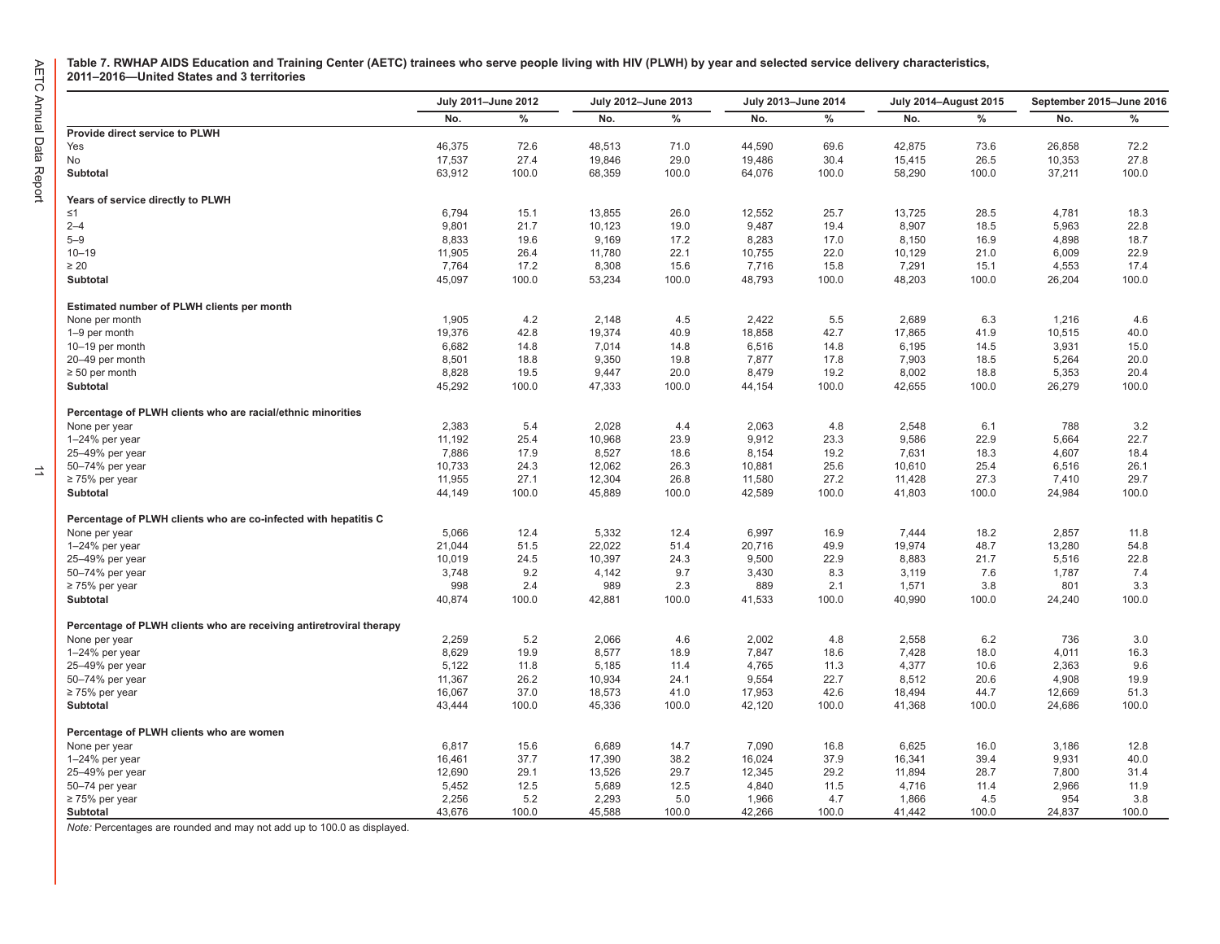**Table 7. RWHAP AIDS Education and Training Center (AETC) trainees who serve people living with HIV (PLWH) by year and selected service delivery characteristics, 2011–2016—United States and 3 territories**

| | July 2011–June 2012 | | July 2012–June 2013 | | July 2013–June 2014 | | July 2014–August 2015 | | September 2015–June 2016 | |
|---|---|---|---|---|---|---|---|---|---|---|
| | No. | % | No. | % | No. | % | No. | % | No. | % |
| **Provide direct service to PLWH** | | | | | | | | | | |
| Yes | 46,375 | 72.6 | 48,513 | 71.0 | 44,590 | 69.6 | 42,875 | 73.6 | 26,858 | 72.2 |
| No | 17,537 | 27.4 | 19,846 | 29.0 | 19,486 | 30.4 | 15,415 | 26.5 | 10,353 | 27.8 |
| **Subtotal** | 63,912 | 100.0 | 68,359 | 100.0 | 64,076 | 100.0 | 58,290 | 100.0 | 37,211 | 100.0 |
| **Years of service directly to PLWH** | | | | | | | | | | |
| ≤1 | 6,794 | 15.1 | 13,855 | 26.0 | 12,552 | 25.7 | 13,725 | 28.5 | 4,781 | 18.3 |
| 2–4 | 9,801 | 21.7 | 10,123 | 19.0 | 9,487 | 19.4 | 8,907 | 18.5 | 5,963 | 22.8 |
| 5–9 | 8,833 | 19.6 | 9,169 | 17.2 | 8,283 | 17.0 | 8,150 | 16.9 | 4,898 | 18.7 |
| 10–19 | 11,905 | 26.4 | 11,780 | 22.1 | 10,755 | 22.0 | 10,129 | 21.0 | 6,009 | 22.9 |
| ≥ 20 | 7,764 | 17.2 | 8,308 | 15.6 | 7,716 | 15.8 | 7,291 | 15.1 | 4,553 | 17.4 |
| **Subtotal** | 45,097 | 100.0 | 53,234 | 100.0 | 48,793 | 100.0 | 48,203 | 100.0 | 26,204 | 100.0 |
| **Estimated number of PLWH clients per month** | | | | | | | | | | |
| None per month | 1,905 | 4.2 | 2,148 | 4.5 | 2,422 | 5.5 | 2,689 | 6.3 | 1,216 | 4.6 |
| 1–9 per month | 19,376 | 42.8 | 19,374 | 40.9 | 18,858 | 42.7 | 17,865 | 41.9 | 10,515 | 40.0 |
| 10–19 per month | 6,682 | 14.8 | 7,014 | 14.8 | 6,516 | 14.8 | 6,195 | 14.5 | 3,931 | 15.0 |
| 20–49 per month | 8,501 | 18.8 | 9,350 | 19.8 | 7,877 | 17.8 | 7,903 | 18.5 | 5,264 | 20.0 |
| ≥ 50 per month | 8,828 | 19.5 | 9,447 | 20.0 | 8,479 | 19.2 | 8,002 | 18.8 | 5,353 | 20.4 |
| **Subtotal** | 45,292 | 100.0 | 47,333 | 100.0 | 44,154 | 100.0 | 42,655 | 100.0 | 26,279 | 100.0 |
| **Percentage of PLWH clients who are racial/ethnic minorities** | | | | | | | | | | |
| None per year | 2,383 | 5.4 | 2,028 | 4.4 | 2,063 | 4.8 | 2,548 | 6.1 | 788 | 3.2 |
| 1–24% per year | 11,192 | 25.4 | 10,968 | 23.9 | 9,912 | 23.3 | 9,586 | 22.9 | 5,664 | 22.7 |
| 25–49% per year | 7,886 | 17.9 | 8,527 | 18.6 | 8,154 | 19.2 | 7,631 | 18.3 | 4,607 | 18.4 |
| 50–74% per year | 10,733 | 24.3 | 12,062 | 26.3 | 10,881 | 25.6 | 10,610 | 25.4 | 6,516 | 26.1 |
| ≥ 75% per year | 11,955 | 27.1 | 12,304 | 26.8 | 11,580 | 27.2 | 11,428 | 27.3 | 7,410 | 29.7 |
| **Subtotal** | 44,149 | 100.0 | 45,889 | 100.0 | 42,589 | 100.0 | 41,803 | 100.0 | 24,984 | 100.0 |
| **Percentage of PLWH clients who are co-infected with hepatitis C** | | | | | | | | | | |
| None per year | 5,066 | 12.4 | 5,332 | 12.4 | 6,997 | 16.9 | 7,444 | 18.2 | 2,857 | 11.8 |
| 1–24% per year | 21,044 | 51.5 | 22,022 | 51.4 | 20,716 | 49.9 | 19,974 | 48.7 | 13,280 | 54.8 |
| 25–49% per year | 10,019 | 24.5 | 10,397 | 24.3 | 9,500 | 22.9 | 8,883 | 21.7 | 5,516 | 22.8 |
| 50–74% per year | 3,748 | 9.2 | 4,142 | 9.7 | 3,430 | 8.3 | 3,119 | 7.6 | 1,787 | 7.4 |
| ≥ 75% per year | 998 | 2.4 | 989 | 2.3 | 889 | 2.1 | 1,571 | 3.8 | 801 | 3.3 |
| **Subtotal** | 40,874 | 100.0 | 42,881 | 100.0 | 41,533 | 100.0 | 40,990 | 100.0 | 24,240 | 100.0 |
| **Percentage of PLWH clients who are receiving antiretroviral therapy** | | | | | | | | | | |
| None per year | 2,259 | 5.2 | 2,066 | 4.6 | 2,002 | 4.8 | 2,558 | 6.2 | 736 | 3.0 |
| 1–24% per year | 8,629 | 19.9 | 8,577 | 18.9 | 7,847 | 18.6 | 7,428 | 18.0 | 4,011 | 16.3 |
| 25–49% per year | 5,122 | 11.8 | 5,185 | 11.4 | 4,765 | 11.3 | 4,377 | 10.6 | 2,363 | 9.6 |
| 50–74% per year | 11,367 | 26.2 | 10,934 | 24.1 | 9,554 | 22.7 | 8,512 | 20.6 | 4,908 | 19.9 |
| ≥ 75% per year | 16,067 | 37.0 | 18,573 | 41.0 | 17,953 | 42.6 | 18,494 | 44.7 | 12,669 | 51.3 |
| **Subtotal** | 43,444 | 100.0 | 45,336 | 100.0 | 42,120 | 100.0 | 41,368 | 100.0 | 24,686 | 100.0 |
| **Percentage of PLWH clients who are women** | | | | | | | | | | |
| None per year | 6,817 | 15.6 | 6,689 | 14.7 | 7,090 | 16.8 | 6,625 | 16.0 | 3,186 | 12.8 |
| 1–24% per year | 16,461 | 37.7 | 17,390 | 38.2 | 16,024 | 37.9 | 16,341 | 39.4 | 9,931 | 40.0 |
| 25–49% per year | 12,690 | 29.1 | 13,526 | 29.7 | 12,345 | 29.2 | 11,894 | 28.7 | 7,800 | 31.4 |
| 50–74 per year | 5,452 | 12.5 | 5,689 | 12.5 | 4,840 | 11.5 | 4,716 | 11.4 | 2,966 | 11.9 |
| ≥ 75% per year | 2,256 | 5.2 | 2,293 | 5.0 | 1,966 | 4.7 | 1,866 | 4.5 | 954 | 3.8 |
| **Subtotal** | 43,676 | 100.0 | 45,588 | 100.0 | 42,266 | 100.0 | 41,442 | 100.0 | 24,837 | 100.0 |

*Note:* Percentages are rounded and may not add up to 100.0 as displayed.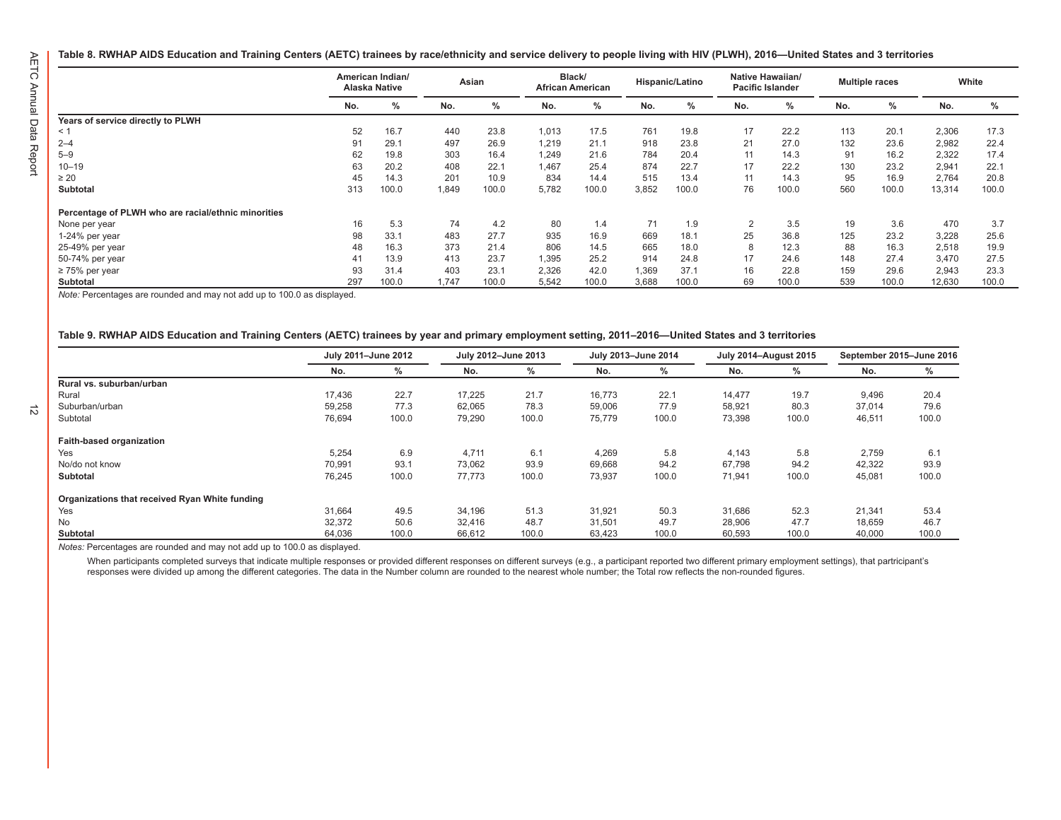**Table 8. RWHAP AIDS Education and Training Centers (AETC) trainees by race/ethnicity and service delivery to people living with HIV (PLWH), 2016—United States and 3 territories**

| | American Indian/ Alaska Native | | Asian | | Black/ African American | | Hispanic/Latino | | Native Hawaiian/ Pacific Islander | | Multiple races | | White | |
|---|---|---|---|---|---|---|---|---|---|---|---|---|---|---|
| | No. | % | No. | % | No. | % | No. | % | No. | % | No. | % | No. | % |
| **Years of service directly to PLWH** | | | | | | | | | | | | | | |
| < 1 | 52 | 16.7 | 440 | 23.8 | 1,013 | 17.5 | 761 | 19.8 | 17 | 22.2 | 113 | 20.1 | 2,306 | 17.3 |
| 2–4 | 91 | 29.1 | 497 | 26.9 | 1,219 | 21.1 | 918 | 23.8 | 21 | 27.0 | 132 | 23.6 | 2,982 | 22.4 |
| 5–9 | 62 | 19.8 | 303 | 16.4 | 1,249 | 21.6 | 784 | 20.4 | 11 | 14.3 | 91 | 16.2 | 2,322 | 17.4 |
| 10–19 | 63 | 20.2 | 408 | 22.1 | 1,467 | 25.4 | 874 | 22.7 | 17 | 22.2 | 130 | 23.2 | 2,941 | 22.1 |
| ≥ 20 | 45 | 14.3 | 201 | 10.9 | 834 | 14.4 | 515 | 13.4 | 11 | 14.3 | 95 | 16.9 | 2,764 | 20.8 |
| **Subtotal** | 313 | 100.0 | 1,849 | 100.0 | 5,782 | 100.0 | 3,852 | 100.0 | 76 | 100.0 | 560 | 100.0 | 13,314 | 100.0 |
| **Percentage of PLWH who are racial/ethnic minorities** | | | | | | | | | | | | | | |
| None per year | 16 | 5.3 | 74 | 4.2 | 80 | 1.4 | 71 | 1.9 | 2 | 3.5 | 19 | 3.6 | 470 | 3.7 |
| 1-24% per year | 98 | 33.1 | 483 | 27.7 | 935 | 16.9 | 669 | 18.1 | 25 | 36.8 | 125 | 23.2 | 3,228 | 25.6 |
| 25-49% per year | 48 | 16.3 | 373 | 21.4 | 806 | 14.5 | 665 | 18.0 | 8 | 12.3 | 88 | 16.3 | 2,518 | 19.9 |
| 50-74% per year | 41 | 13.9 | 413 | 23.7 | 1,395 | 25.2 | 914 | 24.8 | 17 | 24.6 | 148 | 27.4 | 3,470 | 27.5 |
| ≥ 75% per year | 93 | 31.4 | 403 | 23.1 | 2,326 | 42.0 | 1,369 | 37.1 | 16 | 22.8 | 159 | 29.6 | 2,943 | 23.3 |
| **Subtotal** | 297 | 100.0 | 1,747 | 100.0 | 5,542 | 100.0 | 3,688 | 100.0 | 69 | 100.0 | 539 | 100.0 | 12,630 | 100.0 |

*Note:* Percentages are rounded and may not add up to 100.0 as displayed.

**Table 9. RWHAP AIDS Education and Training Centers (AETC) trainees by year and primary employment setting, 2011–2016—United States and 3 territories**

| | July 2011–June 2012 | | July 2012–June 2013 | | July 2013–June 2014 | | July 2014–August 2015 | | September 2015–June 2016 | |
|---|---|---|---|---|---|---|---|---|---|---|
| | No. | % | No. | % | No. | % | No. | % | No. | % |
| **Rural vs. suburban/urban** | | | | | | | | | | |
| Rural | 17,436 | 22.7 | 17,225 | 21.7 | 16,773 | 22.1 | 14,477 | 19.7 | 9,496 | 20.4 |
| Suburban/urban | 59,258 | 77.3 | 62,065 | 78.3 | 59,006 | 77.9 | 58,921 | 80.3 | 37,014 | 79.6 |
| Subtotal | 76,694 | 100.0 | 79,290 | 100.0 | 75,779 | 100.0 | 73,398 | 100.0 | 46,511 | 100.0 |
| **Faith-based organization** | | | | | | | | | | |
| Yes | 5,254 | 6.9 | 4,711 | 6.1 | 4,269 | 5.8 | 4,143 | 5.8 | 2,759 | 6.1 |
| No/do not know | 70,991 | 93.1 | 73,062 | 93.9 | 69,668 | 94.2 | 67,798 | 94.2 | 42,322 | 93.9 |
| **Subtotal** | 76,245 | 100.0 | 77,773 | 100.0 | 73,937 | 100.0 | 71,941 | 100.0 | 45,081 | 100.0 |
| **Organizations that received Ryan White funding** | | | | | | | | | | |
| Yes | 31,664 | 49.5 | 34,196 | 51.3 | 31,921 | 50.3 | 31,686 | 52.3 | 21,341 | 53.4 |
| No | 32,372 | 50.6 | 32,416 | 48.7 | 31,501 | 49.7 | 28,906 | 47.7 | 18,659 | 46.7 |
| **Subtotal** | 64,036 | 100.0 | 66,612 | 100.0 | 63,423 | 100.0 | 60,593 | 100.0 | 40,000 | 100.0 |

*Notes:* Percentages are rounded and may not add up to 100.0 as displayed.

When participants completed surveys that indicate multiple responses or provided different responses on different surveys (e.g., a participant reported two different primary employment settings), that partricipant's responses were divided up among the different categories. The data in the Number column are rounded to the nearest whole number; the Total row reflects the non-rounded figures.